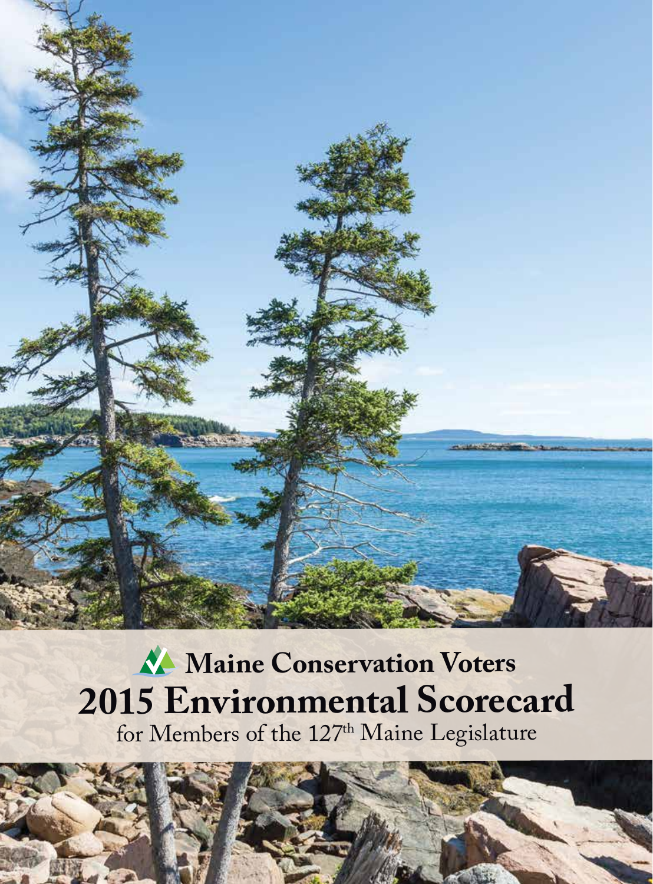# Maine Conservation Voters

# 2015 Environmental Scorecard

for Members of the 127th Maine Legislature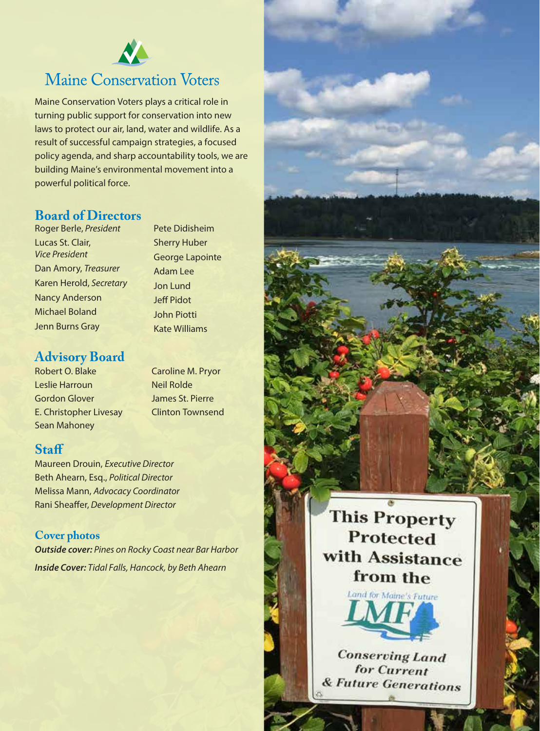# Maine Conservation Voters

Maine Conservation Voters plays a critical role in turning public support for conservation into new laws to protect our air, land, water and wildlife. As a result of successful campaign strategies, a focused policy agenda, and sharp accountability tools, we are building Maine's environmental movement into a powerful political force.

## Board of Directors

Roger Berle, *President*
Lucas St. Clair, *Vice President*
Dan Amory, *Treasurer*
Karen Herold, *Secretary*
Nancy Anderson
Michael Boland
Jenn Burns Gray
Pete Didisheim
Sherry Huber
George Lapointe
Adam Lee
Jon Lund
Jeff Pidot
John Piotti
Kate Williams

## Advisory Board

Robert O. Blake
Leslie Harroun
Gordon Glover
E. Christopher Livesay
Sean Mahoney
Caroline M. Pryor
Neil Rolde
James St. Pierre
Clinton Townsend

## Staff

Maureen Drouin, *Executive Director*
Beth Ahearn, Esq., *Political Director*
Melissa Mann, *Advocacy Coordinator*
Rani Sheaffer, *Development Director*

### Cover photos

***Outside cover:*** *Pines on Rocky Coast near Bar Harbor*

***Inside Cover:*** *Tidal Falls, Hancock, by Beth Ahearn*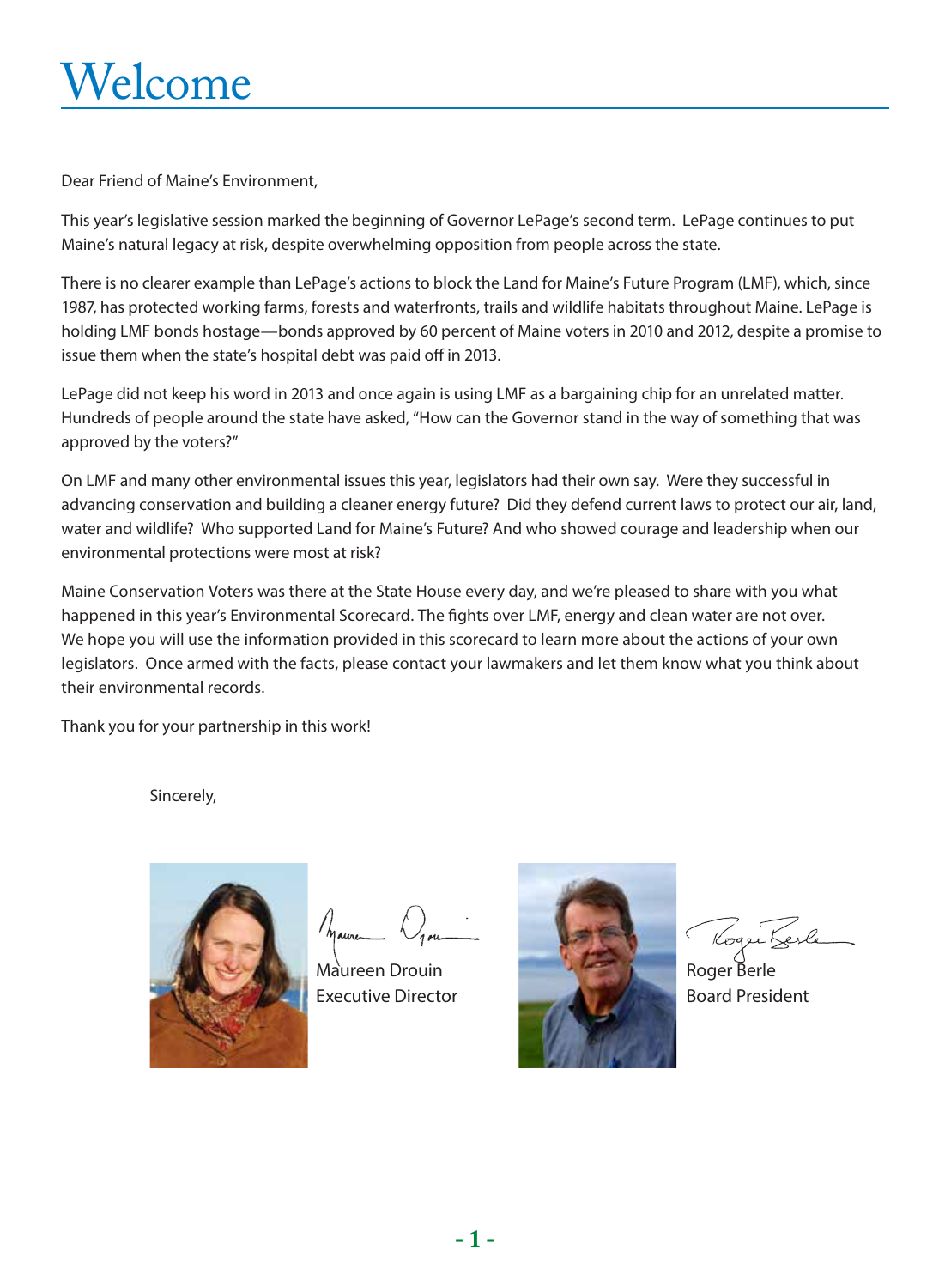# Welcome

Dear Friend of Maine's Environment,

This year's legislative session marked the beginning of Governor LePage's second term. LePage continues to put Maine's natural legacy at risk, despite overwhelming opposition from people across the state.

There is no clearer example than LePage's actions to block the Land for Maine's Future Program (LMF), which, since 1987, has protected working farms, forests and waterfronts, trails and wildlife habitats throughout Maine. LePage is holding LMF bonds hostage—bonds approved by 60 percent of Maine voters in 2010 and 2012, despite a promise to issue them when the state's hospital debt was paid off in 2013.

LePage did not keep his word in 2013 and once again is using LMF as a bargaining chip for an unrelated matter. Hundreds of people around the state have asked, "How can the Governor stand in the way of something that was approved by the voters?"

On LMF and many other environmental issues this year, legislators had their own say. Were they successful in advancing conservation and building a cleaner energy future? Did they defend current laws to protect our air, land, water and wildlife? Who supported Land for Maine's Future? And who showed courage and leadership when our environmental protections were most at risk?

Maine Conservation Voters was there at the State House every day, and we're pleased to share with you what happened in this year's Environmental Scorecard. The fights over LMF, energy and clean water are not over. We hope you will use the information provided in this scorecard to learn more about the actions of your own legislators. Once armed with the facts, please contact your lawmakers and let them know what you think about their environmental records.

Thank you for your partnership in this work!

Sincerely,

Maureen Drouin
Executive Director

Roger Berle
Board President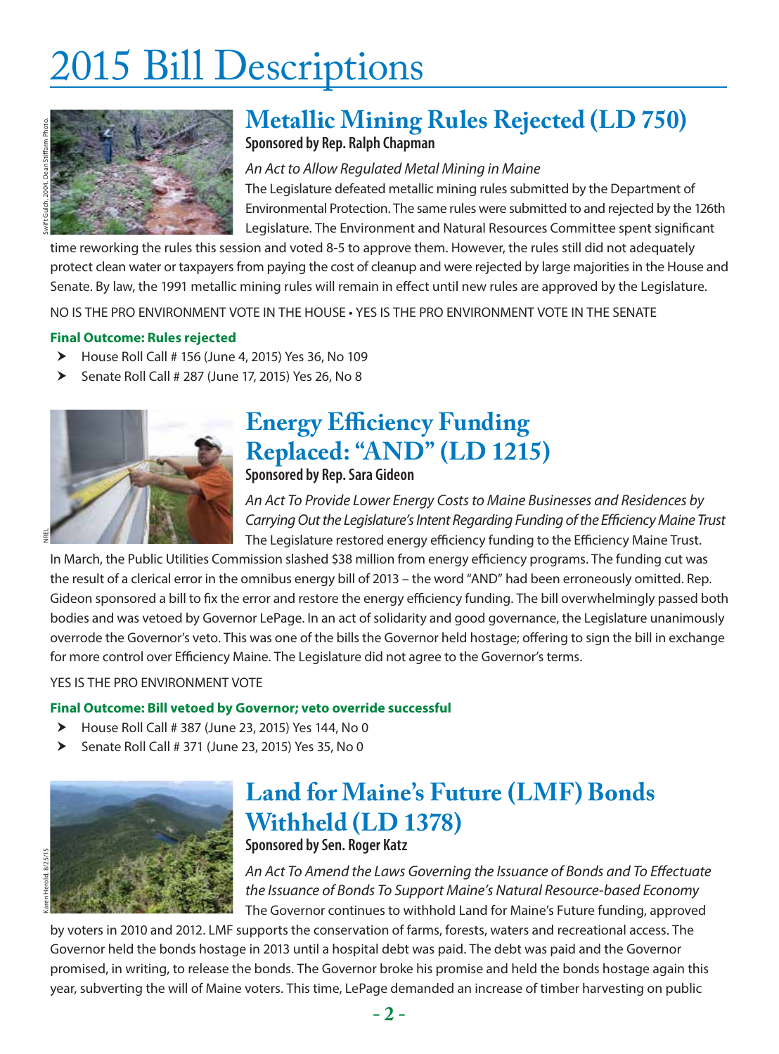# 2015 Bill Descriptions

## Metallic Mining Rules Rejected (LD 750)

**Sponsored by Rep. Ralph Chapman**

*An Act to Allow Regulated Metal Mining in Maine*

The Legislature defeated metallic mining rules submitted by the Department of Environmental Protection. The same rules were submitted to and rejected by the 126th Legislature. The Environment and Natural Resources Committee spent significant time reworking the rules this session and voted 8-5 to approve them. However, the rules still did not adequately protect clean water or taxpayers from paying the cost of cleanup and were rejected by large majorities in the House and Senate. By law, the 1991 metallic mining rules will remain in effect until new rules are approved by the Legislature.

NO IS THE PRO ENVIRONMENT VOTE IN THE HOUSE • YES IS THE PRO ENVIRONMENT VOTE IN THE SENATE

**Final Outcome: Rules rejected**

- House Roll Call # 156 (June 4, 2015) Yes 36, No 109
- Senate Roll Call # 287 (June 17, 2015) Yes 26, No 8

## Energy Efficiency Funding Replaced: "AND" (LD 1215)

**Sponsored by Rep. Sara Gideon**

*An Act To Provide Lower Energy Costs to Maine Businesses and Residences by Carrying Out the Legislature's Intent Regarding Funding of the Efficiency Maine Trust*

The Legislature restored energy efficiency funding to the Efficiency Maine Trust. In March, the Public Utilities Commission slashed $38 million from energy efficiency programs. The funding cut was the result of a clerical error in the omnibus energy bill of 2013 – the word "AND" had been erroneously omitted. Rep. Gideon sponsored a bill to fix the error and restore the energy efficiency funding. The bill overwhelmingly passed both bodies and was vetoed by Governor LePage. In an act of solidarity and good governance, the Legislature unanimously overrode the Governor's veto. This was one of the bills the Governor held hostage; offering to sign the bill in exchange for more control over Efficiency Maine. The Legislature did not agree to the Governor's terms.

YES IS THE PRO ENVIRONMENT VOTE

**Final Outcome: Bill vetoed by Governor; veto override successful**

- House Roll Call # 387 (June 23, 2015) Yes 144, No 0
- Senate Roll Call # 371 (June 23, 2015) Yes 35, No 0

## Land for Maine's Future (LMF) Bonds Withheld (LD 1378)

**Sponsored by Sen. Roger Katz**

*An Act To Amend the Laws Governing the Issuance of Bonds and To Effectuate the Issuance of Bonds To Support Maine's Natural Resource-based Economy*

The Governor continues to withhold Land for Maine's Future funding, approved by voters in 2010 and 2012. LMF supports the conservation of farms, forests, waters and recreational access. The Governor held the bonds hostage in 2013 until a hospital debt was paid. The debt was paid and the Governor promised, in writing, to release the bonds. The Governor broke his promise and held the bonds hostage again this year, subverting the will of Maine voters. This time, LePage demanded an increase of timber harvesting on public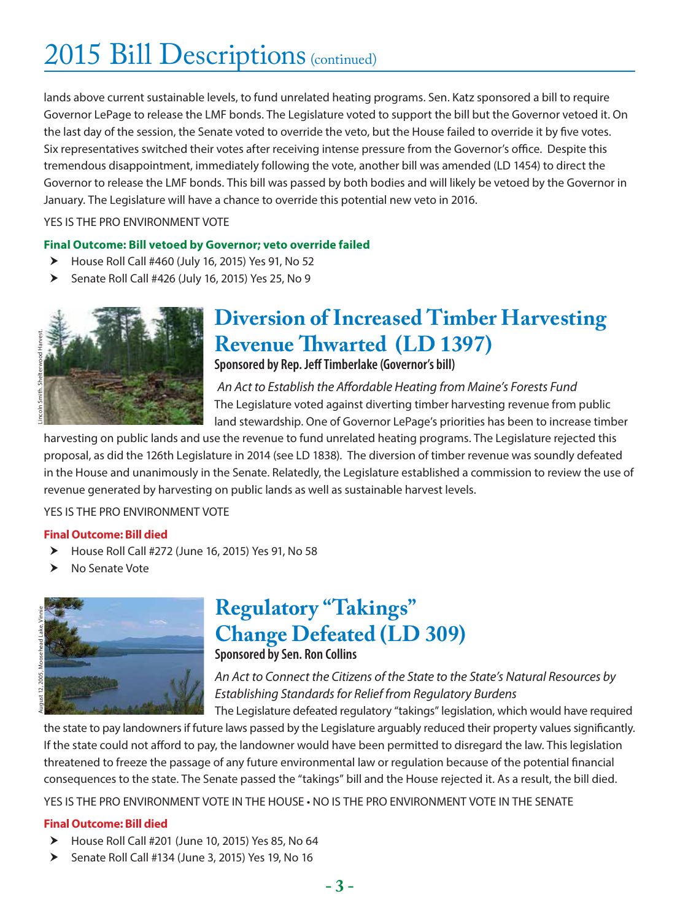# 2015 Bill Descriptions (continued)

lands above current sustainable levels, to fund unrelated heating programs. Sen. Katz sponsored a bill to require Governor LePage to release the LMF bonds. The Legislature voted to support the bill but the Governor vetoed it. On the last day of the session, the Senate voted to override the veto, but the House failed to override it by five votes. Six representatives switched their votes after receiving intense pressure from the Governor's office. Despite this tremendous disappointment, immediately following the vote, another bill was amended (LD 1454) to direct the Governor to release the LMF bonds. This bill was passed by both bodies and will likely be vetoed by the Governor in January. The Legislature will have a chance to override this potential new veto in 2016.

YES IS THE PRO ENVIRONMENT VOTE

**Final Outcome: Bill vetoed by Governor; veto override failed**

- House Roll Call #460 (July 16, 2015) Yes 91, No 52
- Senate Roll Call #426 (July 16, 2015) Yes 25, No 9

Lincoln Smith. Shelterwood Harvest.

## Diversion of Increased Timber Harvesting Revenue Thwarted (LD 1397)

**Sponsored by Rep. Jeff Timberlake (Governor's bill)**

*An Act to Establish the Affordable Heating from Maine's Forests Fund*

The Legislature voted against diverting timber harvesting revenue from public land stewardship. One of Governor LePage's priorities has been to increase timber harvesting on public lands and use the revenue to fund unrelated heating programs. The Legislature rejected this proposal, as did the 126th Legislature in 2014 (see LD 1838). The diversion of timber revenue was soundly defeated in the House and unanimously in the Senate. Relatedly, the Legislature established a commission to review the use of revenue generated by harvesting on public lands as well as sustainable harvest levels.

YES IS THE PRO ENVIRONMENT VOTE

**Final Outcome: Bill died**

- House Roll Call #272 (June 16, 2015) Yes 91, No 58
- No Senate Vote

August 12, 2005, Moosehead Lake, Vinnie

## Regulatory "Takings" Change Defeated (LD 309)

**Sponsored by Sen. Ron Collins**

*An Act to Connect the Citizens of the State to the State's Natural Resources by Establishing Standards for Relief from Regulatory Burdens*

The Legislature defeated regulatory "takings" legislation, which would have required the state to pay landowners if future laws passed by the Legislature arguably reduced their property values significantly. If the state could not afford to pay, the landowner would have been permitted to disregard the law. This legislation threatened to freeze the passage of any future environmental law or regulation because of the potential financial consequences to the state. The Senate passed the "takings" bill and the House rejected it. As a result, the bill died.

YES IS THE PRO ENVIRONMENT VOTE IN THE HOUSE • NO IS THE PRO ENVIRONMENT VOTE IN THE SENATE

**Final Outcome: Bill died**

- House Roll Call #201 (June 10, 2015) Yes 85, No 64
- Senate Roll Call #134 (June 3, 2015) Yes 19, No 16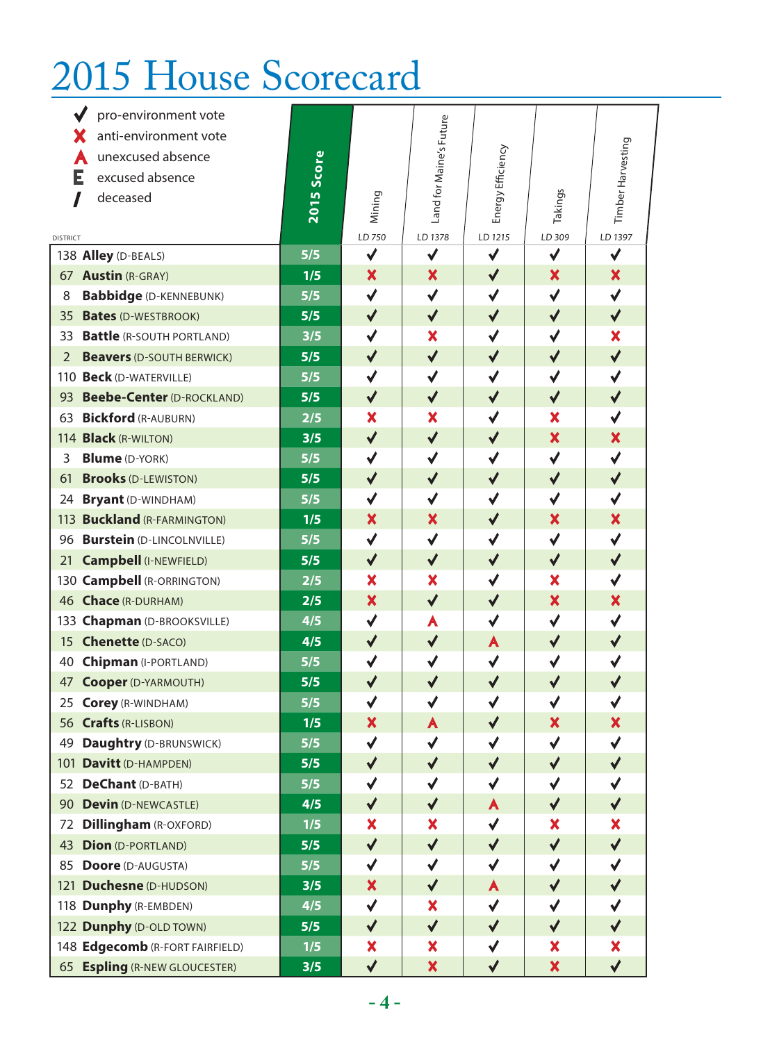# 2015 House Scorecard

✔ pro-environment vote
✘ anti-environment vote
A unexcused absence
E excused absence
/ deceased

| DISTRICT | 2015 Score | Mining LD 750 | Land for Maine's Future LD 1378 | Energy Efficiency LD 1215 | Takings LD 309 | Timber Harvesting LD 1397 |
|---|---|---|---|---|---|---|
| 138 **Alley** (D-BEALS) | 5/5 | ✔ | ✔ | ✔ | ✔ | ✔ |
| 67 **Austin** (R-GRAY) | 1/5 | ✘ | ✘ | ✔ | ✘ | ✘ |
| 8 **Babbidge** (D-KENNEBUNK) | 5/5 | ✔ | ✔ | ✔ | ✔ | ✔ |
| 35 **Bates** (D-WESTBROOK) | 5/5 | ✔ | ✔ | ✔ | ✔ | ✔ |
| 33 **Battle** (R-SOUTH PORTLAND) | 3/5 | ✔ | ✘ | ✔ | ✔ | ✘ |
| 2 **Beavers** (D-SOUTH BERWICK) | 5/5 | ✔ | ✔ | ✔ | ✔ | ✔ |
| 110 **Beck** (D-WATERVILLE) | 5/5 | ✔ | ✔ | ✔ | ✔ | ✔ |
| 93 **Beebe-Center** (D-ROCKLAND) | 5/5 | ✔ | ✔ | ✔ | ✔ | ✔ |
| 63 **Bickford** (R-AUBURN) | 2/5 | ✘ | ✘ | ✔ | ✘ | ✔ |
| 114 **Black** (R-WILTON) | 3/5 | ✔ | ✔ | ✔ | ✘ | ✘ |
| 3 **Blume** (D-YORK) | 5/5 | ✔ | ✔ | ✔ | ✔ | ✔ |
| 61 **Brooks** (D-LEWISTON) | 5/5 | ✔ | ✔ | ✔ | ✔ | ✔ |
| 24 **Bryant** (D-WINDHAM) | 5/5 | ✔ | ✔ | ✔ | ✔ | ✔ |
| 113 **Buckland** (R-FARMINGTON) | 1/5 | ✘ | ✘ | ✔ | ✘ | ✘ |
| 96 **Burstein** (D-LINCOLNVILLE) | 5/5 | ✔ | ✔ | ✔ | ✔ | ✔ |
| 21 **Campbell** (I-NEWFIELD) | 5/5 | ✔ | ✔ | ✔ | ✔ | ✔ |
| 130 **Campbell** (R-ORRINGTON) | 2/5 | ✘ | ✘ | ✔ | ✘ | ✔ |
| 46 **Chace** (R-DURHAM) | 2/5 | ✘ | ✔ | ✔ | ✘ | ✘ |
| 133 **Chapman** (D-BROOKSVILLE) | 4/5 | ✔ | A | ✔ | ✔ | ✔ |
| 15 **Chenette** (D-SACO) | 4/5 | ✔ | ✔ | A | ✔ | ✔ |
| 40 **Chipman** (I-PORTLAND) | 5/5 | ✔ | ✔ | ✔ | ✔ | ✔ |
| 47 **Cooper** (D-YARMOUTH) | 5/5 | ✔ | ✔ | ✔ | ✔ | ✔ |
| 25 **Corey** (R-WINDHAM) | 5/5 | ✔ | ✔ | ✔ | ✔ | ✔ |
| 56 **Crafts** (R-LISBON) | 1/5 | ✘ | A | ✔ | ✘ | ✘ |
| 49 **Daughtry** (D-BRUNSWICK) | 5/5 | ✔ | ✔ | ✔ | ✔ | ✔ |
| 101 **Davitt** (D-HAMPDEN) | 5/5 | ✔ | ✔ | ✔ | ✔ | ✔ |
| 52 **DeChant** (D-BATH) | 5/5 | ✔ | ✔ | ✔ | ✔ | ✔ |
| 90 **Devin** (D-NEWCASTLE) | 4/5 | ✔ | ✔ | A | ✔ | ✔ |
| 72 **Dillingham** (R-OXFORD) | 1/5 | ✘ | ✘ | ✔ | ✘ | ✘ |
| 43 **Dion** (D-PORTLAND) | 5/5 | ✔ | ✔ | ✔ | ✔ | ✔ |
| 85 **Doore** (D-AUGUSTA) | 5/5 | ✔ | ✔ | ✔ | ✔ | ✔ |
| 121 **Duchesne** (D-HUDSON) | 3/5 | ✘ | ✔ | A | ✔ | ✔ |
| 118 **Dunphy** (R-EMBDEN) | 4/5 | ✔ | ✘ | ✔ | ✔ | ✔ |
| 122 **Dunphy** (D-OLD TOWN) | 5/5 | ✔ | ✔ | ✔ | ✔ | ✔ |
| 148 **Edgecomb** (R-FORT FAIRFIELD) | 1/5 | ✘ | ✘ | ✔ | ✘ | ✘ |
| 65 **Espling** (R-NEW GLOUCESTER) | 3/5 | ✔ | ✘ | ✔ | ✘ | ✔ |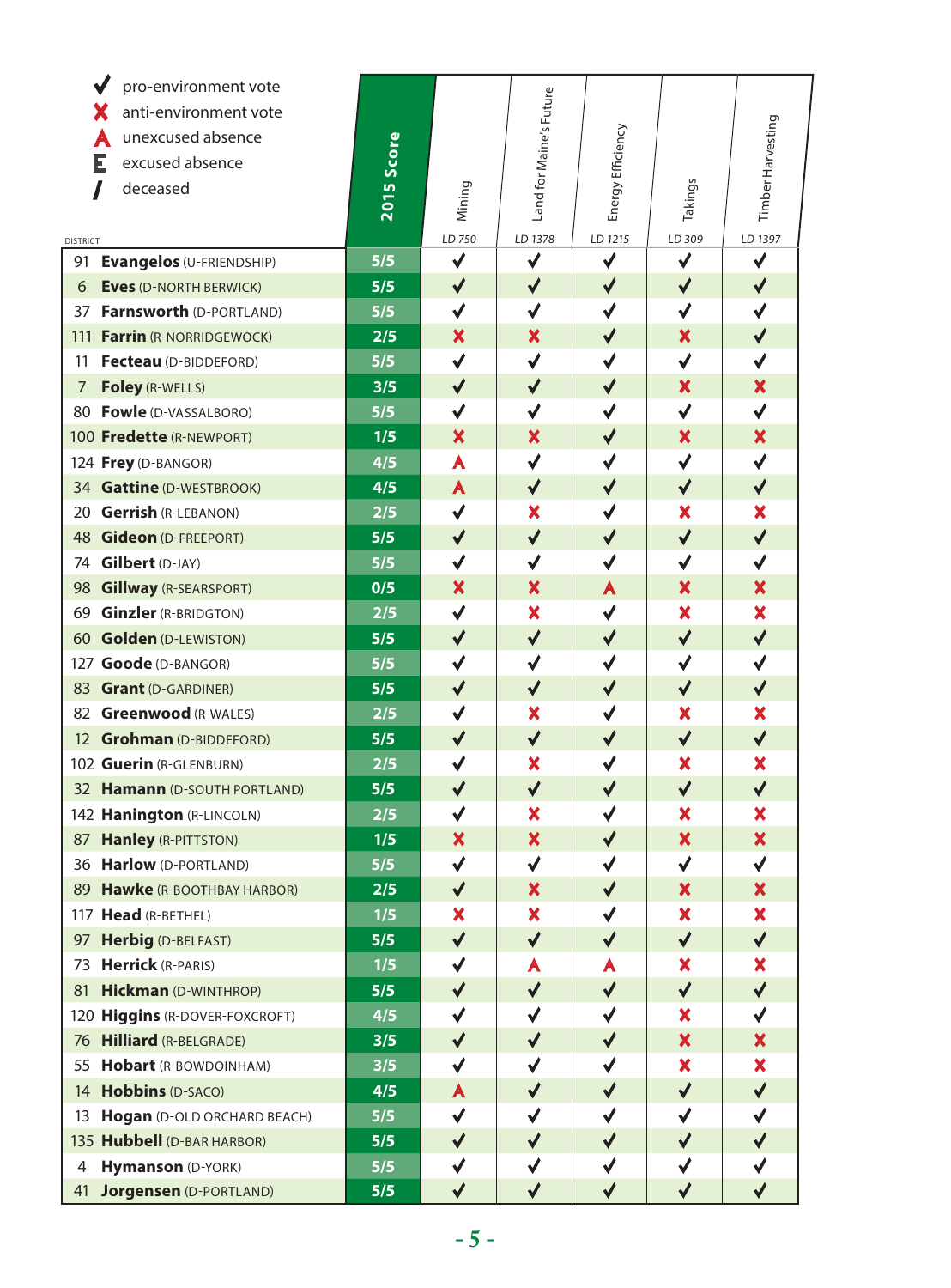✔ pro-environment vote
✘ anti-environment vote
A unexcused absence
E excused absence
/ deceased

| DISTRICT | | 2015 Score | Mining LD 750 | Land for Maine's Future LD 1378 | Energy Efficiency LD 1215 | Takings LD 309 | Timber Harvesting LD 1397 |
|---|---|---|---|---|---|---|---|
| 91 | **Evangelos** (U-FRIENDSHIP) | 5/5 | ✔ | ✔ | ✔ | ✔ | ✔ |
| 6 | **Eves** (D-NORTH BERWICK) | 5/5 | ✔ | ✔ | ✔ | ✔ | ✔ |
| 37 | **Farnsworth** (D-PORTLAND) | 5/5 | ✔ | ✔ | ✔ | ✔ | ✔ |
| 111 | **Farrin** (R-NORRIDGEWOCK) | 2/5 | ✘ | ✘ | ✔ | ✘ | ✔ |
| 11 | **Fecteau** (D-BIDDEFORD) | 5/5 | ✔ | ✔ | ✔ | ✔ | ✔ |
| 7 | **Foley** (R-WELLS) | 3/5 | ✔ | ✔ | ✔ | ✘ | ✘ |
| 80 | **Fowle** (D-VASSALBORO) | 5/5 | ✔ | ✔ | ✔ | ✔ | ✔ |
| 100 | **Fredette** (R-NEWPORT) | 1/5 | ✘ | ✘ | ✔ | ✘ | ✘ |
| 124 | **Frey** (D-BANGOR) | 4/5 | A | ✔ | ✔ | ✔ | ✔ |
| 34 | **Gattine** (D-WESTBROOK) | 4/5 | A | ✔ | ✔ | ✔ | ✔ |
| 20 | **Gerrish** (R-LEBANON) | 2/5 | ✔ | ✘ | ✔ | ✘ | ✘ |
| 48 | **Gideon** (D-FREEPORT) | 5/5 | ✔ | ✔ | ✔ | ✔ | ✔ |
| 74 | **Gilbert** (D-JAY) | 5/5 | ✔ | ✔ | ✔ | ✔ | ✔ |
| 98 | **Gillway** (R-SEARSPORT) | 0/5 | ✘ | ✘ | A | ✘ | ✘ |
| 69 | **Ginzler** (R-BRIDGTON) | 2/5 | ✔ | ✘ | ✔ | ✘ | ✘ |
| 60 | **Golden** (D-LEWISTON) | 5/5 | ✔ | ✔ | ✔ | ✔ | ✔ |
| 127 | **Goode** (D-BANGOR) | 5/5 | ✔ | ✔ | ✔ | ✔ | ✔ |
| 83 | **Grant** (D-GARDINER) | 5/5 | ✔ | ✔ | ✔ | ✔ | ✔ |
| 82 | **Greenwood** (R-WALES) | 2/5 | ✔ | ✘ | ✔ | ✘ | ✘ |
| 12 | **Grohman** (D-BIDDEFORD) | 5/5 | ✔ | ✔ | ✔ | ✔ | ✔ |
| 102 | **Guerin** (R-GLENBURN) | 2/5 | ✔ | ✘ | ✔ | ✘ | ✘ |
| 32 | **Hamann** (D-SOUTH PORTLAND) | 5/5 | ✔ | ✔ | ✔ | ✔ | ✔ |
| 142 | **Hanington** (R-LINCOLN) | 2/5 | ✔ | ✘ | ✔ | ✘ | ✘ |
| 87 | **Hanley** (R-PITTSTON) | 1/5 | ✘ | ✘ | ✔ | ✘ | ✘ |
| 36 | **Harlow** (D-PORTLAND) | 5/5 | ✔ | ✔ | ✔ | ✔ | ✔ |
| 89 | **Hawke** (R-BOOTHBAY HARBOR) | 2/5 | ✔ | ✘ | ✔ | ✘ | ✘ |
| 117 | **Head** (R-BETHEL) | 1/5 | ✘ | ✘ | ✔ | ✘ | ✘ |
| 97 | **Herbig** (D-BELFAST) | 5/5 | ✔ | ✔ | ✔ | ✔ | ✔ |
| 73 | **Herrick** (R-PARIS) | 1/5 | ✔ | A | A | ✘ | ✘ |
| 81 | **Hickman** (D-WINTHROP) | 5/5 | ✔ | ✔ | ✔ | ✔ | ✔ |
| 120 | **Higgins** (R-DOVER-FOXCROFT) | 4/5 | ✔ | ✔ | ✔ | ✘ | ✔ |
| 76 | **Hilliard** (R-BELGRADE) | 3/5 | ✔ | ✔ | ✔ | ✘ | ✘ |
| 55 | **Hobart** (R-BOWDOINHAM) | 3/5 | ✔ | ✔ | ✔ | ✘ | ✘ |
| 14 | **Hobbins** (D-SACO) | 4/5 | A | ✔ | ✔ | ✔ | ✔ |
| 13 | **Hogan** (D-OLD ORCHARD BEACH) | 5/5 | ✔ | ✔ | ✔ | ✔ | ✔ |
| 135 | **Hubbell** (D-BAR HARBOR) | 5/5 | ✔ | ✔ | ✔ | ✔ | ✔ |
| 4 | **Hymanson** (D-YORK) | 5/5 | ✔ | ✔ | ✔ | ✔ | ✔ |
| 41 | **Jorgensen** (D-PORTLAND) | 5/5 | ✔ | ✔ | ✔ | ✔ | ✔ |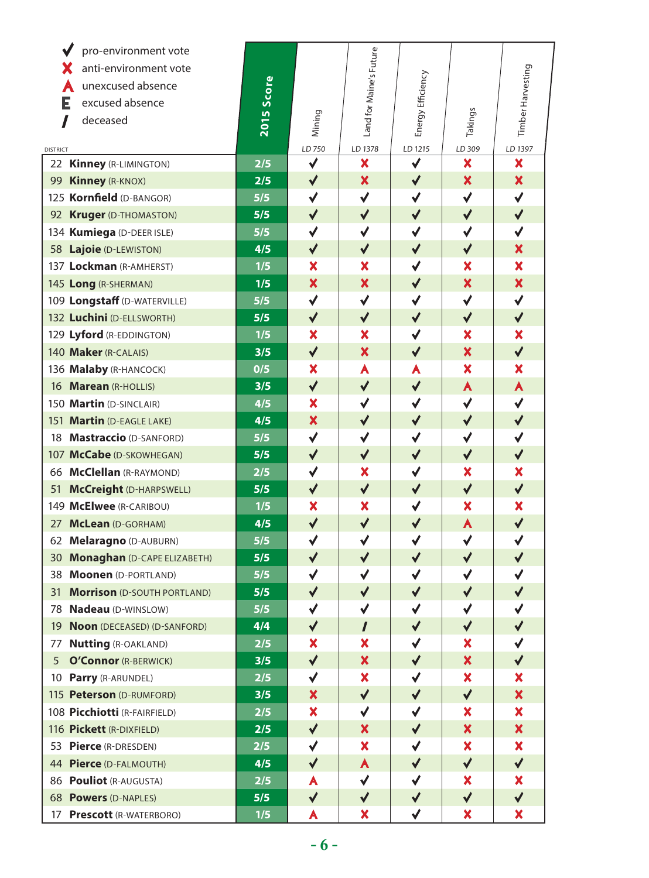| | |
|---|---|
| ✔ | pro-environment vote |
| ✘ | anti-environment vote |
| A | unexcused absence |
| E | excused absence |
| / | deceased |

| DISTRICT | 2015 Score | Mining LD 750 | Land for Maine's Future LD 1378 | Energy Efficiency LD 1215 | Takings LD 309 | Timber Harvesting LD 1397 |
|---|---|---|---|---|---|---|
| 22 **Kinney** (R-LIMINGTON) | 2/5 | ✔ | ✘ | ✔ | ✘ | ✘ |
| 99 **Kinney** (R-KNOX) | 2/5 | ✔ | ✘ | ✔ | ✘ | ✘ |
| 125 **Kornfield** (D-BANGOR) | 5/5 | ✔ | ✔ | ✔ | ✔ | ✔ |
| 92 **Kruger** (D-THOMASTON) | 5/5 | ✔ | ✔ | ✔ | ✔ | ✔ |
| 134 **Kumiega** (D-DEER ISLE) | 5/5 | ✔ | ✔ | ✔ | ✔ | ✔ |
| 58 **Lajoie** (D-LEWISTON) | 4/5 | ✔ | ✔ | ✔ | ✔ | ✘ |
| 137 **Lockman** (R-AMHERST) | 1/5 | ✘ | ✘ | ✔ | ✘ | ✘ |
| 145 **Long** (R-SHERMAN) | 1/5 | ✘ | ✘ | ✔ | ✘ | ✘ |
| 109 **Longstaff** (D-WATERVILLE) | 5/5 | ✔ | ✔ | ✔ | ✔ | ✔ |
| 132 **Luchini** (D-ELLSWORTH) | 5/5 | ✔ | ✔ | ✔ | ✔ | ✔ |
| 129 **Lyford** (R-EDDINGTON) | 1/5 | ✘ | ✘ | ✔ | ✘ | ✘ |
| 140 **Maker** (R-CALAIS) | 3/5 | ✔ | ✘ | ✔ | ✘ | ✔ |
| 136 **Malaby** (R-HANCOCK) | 0/5 | ✘ | A | A | ✘ | ✘ |
| 16 **Marean** (R-HOLLIS) | 3/5 | ✔ | ✔ | ✔ | A | A |
| 150 **Martin** (D-SINCLAIR) | 4/5 | ✘ | ✔ | ✔ | ✔ | ✔ |
| 151 **Martin** (D-EAGLE LAKE) | 4/5 | ✘ | ✔ | ✔ | ✔ | ✔ |
| 18 **Mastraccio** (D-SANFORD) | 5/5 | ✔ | ✔ | ✔ | ✔ | ✔ |
| 107 **McCabe** (D-SKOWHEGAN) | 5/5 | ✔ | ✔ | ✔ | ✔ | ✔ |
| 66 **McClellan** (R-RAYMOND) | 2/5 | ✔ | ✘ | ✔ | ✘ | ✘ |
| 51 **McCreight** (D-HARPSWELL) | 5/5 | ✔ | ✔ | ✔ | ✔ | ✔ |
| 149 **McElwee** (R-CARIBOU) | 1/5 | ✘ | ✘ | ✔ | ✘ | ✘ |
| 27 **McLean** (D-GORHAM) | 4/5 | ✔ | ✔ | ✔ | A | ✔ |
| 62 **Melaragno** (D-AUBURN) | 5/5 | ✔ | ✔ | ✔ | ✔ | ✔ |
| 30 **Monaghan** (D-CAPE ELIZABETH) | 5/5 | ✔ | ✔ | ✔ | ✔ | ✔ |
| 38 **Moonen** (D-PORTLAND) | 5/5 | ✔ | ✔ | ✔ | ✔ | ✔ |
| 31 **Morrison** (D-SOUTH PORTLAND) | 5/5 | ✔ | ✔ | ✔ | ✔ | ✔ |
| 78 **Nadeau** (D-WINSLOW) | 5/5 | ✔ | ✔ | ✔ | ✔ | ✔ |
| 19 **Noon** (DECEASED) (D-SANFORD) | 4/4 | ✔ | / | ✔ | ✔ | ✔ |
| 77 **Nutting** (R-OAKLAND) | 2/5 | ✘ | ✘ | ✔ | ✘ | ✔ |
| 5 **O'Connor** (R-BERWICK) | 3/5 | ✔ | ✘ | ✔ | ✘ | ✔ |
| 10 **Parry** (R-ARUNDEL) | 2/5 | ✔ | ✘ | ✔ | ✘ | ✘ |
| 115 **Peterson** (D-RUMFORD) | 3/5 | ✘ | ✔ | ✔ | ✔ | ✘ |
| 108 **Picchiotti** (R-FAIRFIELD) | 2/5 | ✘ | ✔ | ✔ | ✘ | ✘ |
| 116 **Pickett** (R-DIXFIELD) | 2/5 | ✔ | ✘ | ✔ | ✘ | ✘ |
| 53 **Pierce** (R-DRESDEN) | 2/5 | ✔ | ✘ | ✔ | ✘ | ✘ |
| 44 **Pierce** (D-FALMOUTH) | 4/5 | ✔ | A | ✔ | ✔ | ✔ |
| 86 **Pouliot** (R-AUGUSTA) | 2/5 | A | ✔ | ✔ | ✘ | ✘ |
| 68 **Powers** (D-NAPLES) | 5/5 | ✔ | ✔ | ✔ | ✔ | ✔ |
| 17 **Prescott** (R-WATERBORO) | 1/5 | A | ✘ | ✔ | ✘ | ✘ |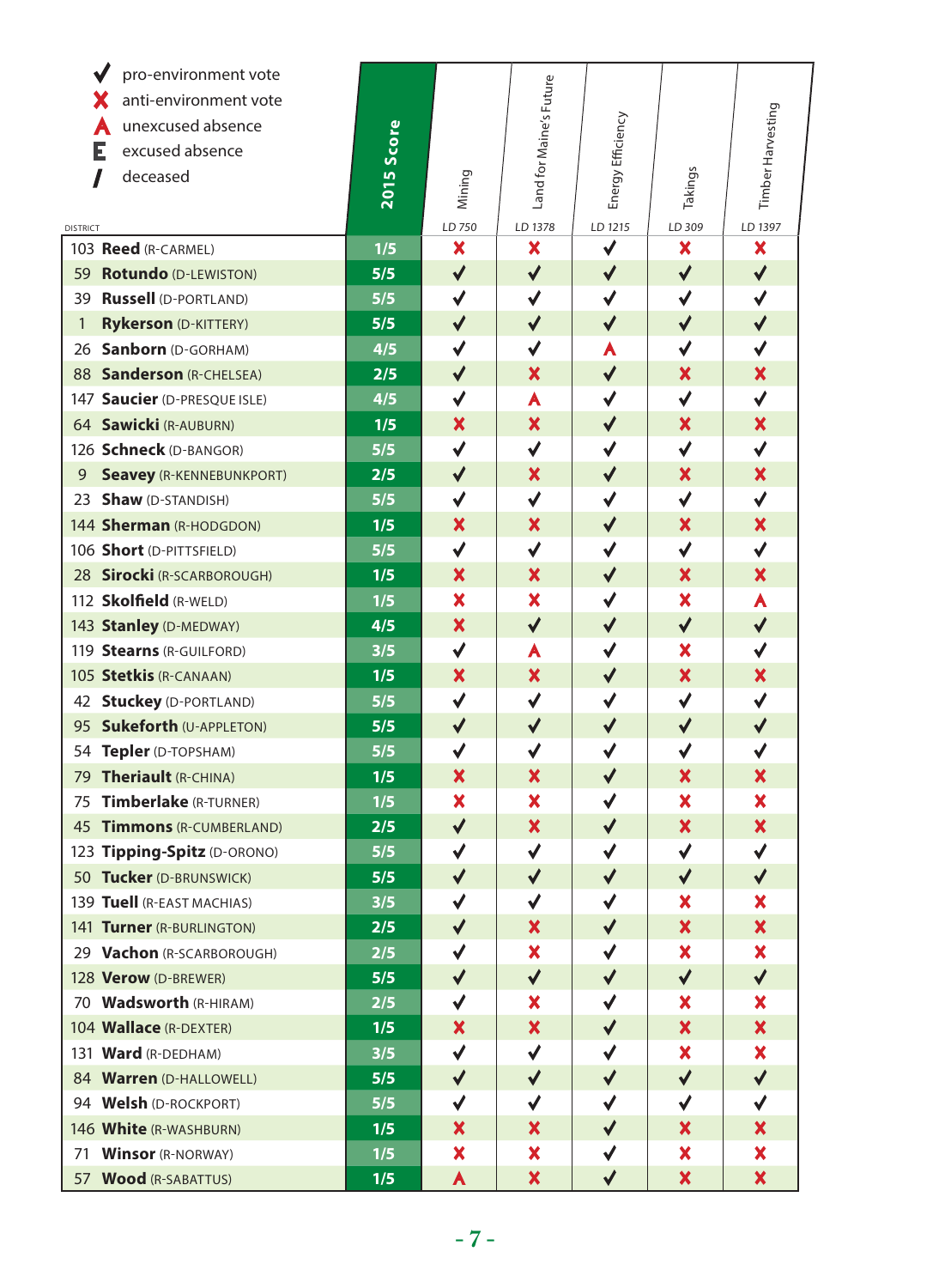| Symbol | Meaning |
|---|---|
| ✔ | pro-environment vote |
| ✘ | anti-environment vote |
| A | unexcused absence |
| E | excused absence |
| / | deceased |

| DISTRICT | 2015 Score | Mining LD 750 | Land for Maine's Future LD 1378 | Energy Efficiency LD 1215 | Takings LD 309 | Timber Harvesting LD 1397 |
|---|---|---|---|---|---|---|
| 103 **Reed** (R-CARMEL) | 1/5 | ✘ | ✘ | ✔ | ✘ | ✘ |
| 59 **Rotundo** (D-LEWISTON) | 5/5 | ✔ | ✔ | ✔ | ✔ | ✔ |
| 39 **Russell** (D-PORTLAND) | 5/5 | ✔ | ✔ | ✔ | ✔ | ✔ |
| 1 **Rykerson** (D-KITTERY) | 5/5 | ✔ | ✔ | ✔ | ✔ | ✔ |
| 26 **Sanborn** (D-GORHAM) | 4/5 | ✔ | ✔ | A | ✔ | ✔ |
| 88 **Sanderson** (R-CHELSEA) | 2/5 | ✔ | ✘ | ✔ | ✘ | ✘ |
| 147 **Saucier** (D-PRESQUE ISLE) | 4/5 | ✔ | A | ✔ | ✔ | ✔ |
| 64 **Sawicki** (R-AUBURN) | 1/5 | ✘ | ✘ | ✔ | ✘ | ✘ |
| 126 **Schneck** (D-BANGOR) | 5/5 | ✔ | ✔ | ✔ | ✔ | ✔ |
| 9 **Seavey** (R-KENNEBUNKPORT) | 2/5 | ✔ | ✘ | ✔ | ✘ | ✘ |
| 23 **Shaw** (D-STANDISH) | 5/5 | ✔ | ✔ | ✔ | ✔ | ✔ |
| 144 **Sherman** (R-HODGDON) | 1/5 | ✘ | ✘ | ✔ | ✘ | ✘ |
| 106 **Short** (D-PITTSFIELD) | 5/5 | ✔ | ✔ | ✔ | ✔ | ✔ |
| 28 **Sirocki** (R-SCARBOROUGH) | 1/5 | ✘ | ✘ | ✔ | ✘ | ✘ |
| 112 **Skolfield** (R-WELD) | 1/5 | ✘ | ✘ | ✔ | ✘ | A |
| 143 **Stanley** (D-MEDWAY) | 4/5 | ✘ | ✔ | ✔ | ✔ | ✔ |
| 119 **Stearns** (R-GUILFORD) | 3/5 | ✔ | A | ✔ | ✘ | ✔ |
| 105 **Stetkis** (R-CANAAN) | 1/5 | ✘ | ✘ | ✔ | ✘ | ✘ |
| 42 **Stuckey** (D-PORTLAND) | 5/5 | ✔ | ✔ | ✔ | ✔ | ✔ |
| 95 **Sukeforth** (U-APPLETON) | 5/5 | ✔ | ✔ | ✔ | ✔ | ✔ |
| 54 **Tepler** (D-TOPSHAM) | 5/5 | ✔ | ✔ | ✔ | ✔ | ✔ |
| 79 **Theriault** (R-CHINA) | 1/5 | ✘ | ✘ | ✔ | ✘ | ✘ |
| 75 **Timberlake** (R-TURNER) | 1/5 | ✘ | ✘ | ✔ | ✘ | ✘ |
| 45 **Timmons** (R-CUMBERLAND) | 2/5 | ✔ | ✘ | ✔ | ✘ | ✘ |
| 123 **Tipping-Spitz** (D-ORONO) | 5/5 | ✔ | ✔ | ✔ | ✔ | ✔ |
| 50 **Tucker** (D-BRUNSWICK) | 5/5 | ✔ | ✔ | ✔ | ✔ | ✔ |
| 139 **Tuell** (R-EAST MACHIAS) | 3/5 | ✔ | ✔ | ✔ | ✘ | ✘ |
| 141 **Turner** (R-BURLINGTON) | 2/5 | ✔ | ✘ | ✔ | ✘ | ✘ |
| 29 **Vachon** (R-SCARBOROUGH) | 2/5 | ✔ | ✘ | ✔ | ✘ | ✘ |
| 128 **Verow** (D-BREWER) | 5/5 | ✔ | ✔ | ✔ | ✔ | ✔ |
| 70 **Wadsworth** (R-HIRAM) | 2/5 | ✔ | ✘ | ✔ | ✘ | ✘ |
| 104 **Wallace** (R-DEXTER) | 1/5 | ✘ | ✘ | ✔ | ✘ | ✘ |
| 131 **Ward** (R-DEDHAM) | 3/5 | ✔ | ✔ | ✔ | ✘ | ✘ |
| 84 **Warren** (D-HALLOWELL) | 5/5 | ✔ | ✔ | ✔ | ✔ | ✔ |
| 94 **Welsh** (D-ROCKPORT) | 5/5 | ✔ | ✔ | ✔ | ✔ | ✔ |
| 146 **White** (R-WASHBURN) | 1/5 | ✘ | ✘ | ✔ | ✘ | ✘ |
| 71 **Winsor** (R-NORWAY) | 1/5 | ✘ | ✘ | ✔ | ✘ | ✘ |
| 57 **Wood** (R-SABATTUS) | 1/5 | A | ✘ | ✔ | ✘ | ✘ |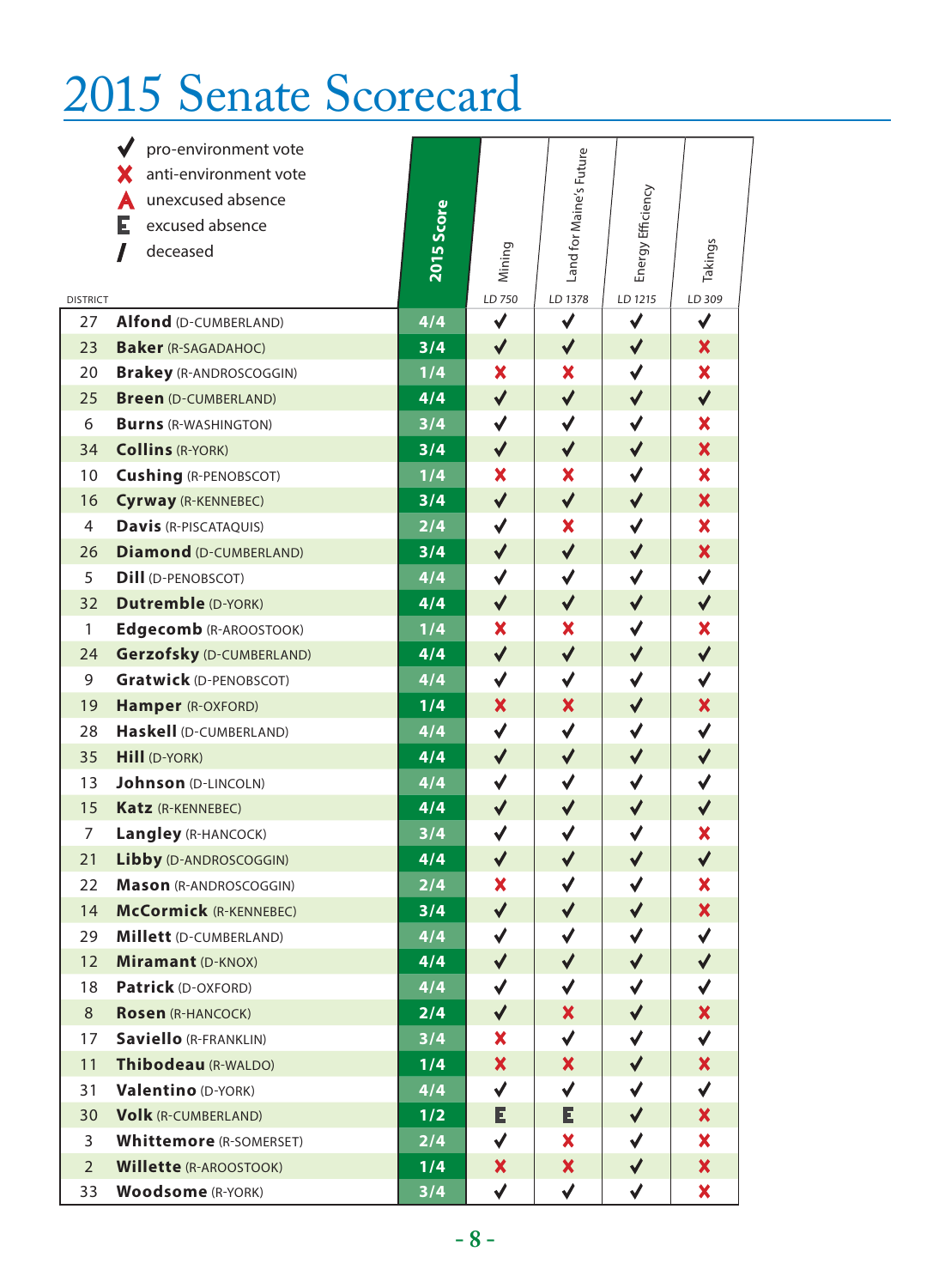# 2015 Senate Scorecard

✔ pro-environment vote
✘ anti-environment vote
A unexcused absence
E excused absence
/ deceased

| DISTRICT | | 2015 Score | Mining LD 750 | Land for Maine's Future LD 1378 | Energy Efficiency LD 1215 | Takings LD 309 |
|---|---|---|---|---|---|---|
| 27 | **Alfond** (D-CUMBERLAND) | 4/4 | ✔ | ✔ | ✔ | ✔ |
| 23 | **Baker** (R-SAGADAHOC) | 3/4 | ✔ | ✔ | ✔ | ✘ |
| 20 | **Brakey** (R-ANDROSCOGGIN) | 1/4 | ✘ | ✘ | ✔ | ✘ |
| 25 | **Breen** (D-CUMBERLAND) | 4/4 | ✔ | ✔ | ✔ | ✔ |
| 6 | **Burns** (R-WASHINGTON) | 3/4 | ✔ | ✔ | ✔ | ✘ |
| 34 | **Collins** (R-YORK) | 3/4 | ✔ | ✔ | ✔ | ✘ |
| 10 | **Cushing** (R-PENOBSCOT) | 1/4 | ✘ | ✘ | ✔ | ✘ |
| 16 | **Cyrway** (R-KENNEBEC) | 3/4 | ✔ | ✔ | ✔ | ✘ |
| 4 | **Davis** (R-PISCATAQUIS) | 2/4 | ✔ | ✘ | ✔ | ✘ |
| 26 | **Diamond** (D-CUMBERLAND) | 3/4 | ✔ | ✔ | ✔ | ✘ |
| 5 | **Dill** (D-PENOBSCOT) | 4/4 | ✔ | ✔ | ✔ | ✔ |
| 32 | **Dutremble** (D-YORK) | 4/4 | ✔ | ✔ | ✔ | ✔ |
| 1 | **Edgecomb** (R-AROOSTOOK) | 1/4 | ✘ | ✘ | ✔ | ✘ |
| 24 | **Gerzofsky** (D-CUMBERLAND) | 4/4 | ✔ | ✔ | ✔ | ✔ |
| 9 | **Gratwick** (D-PENOBSCOT) | 4/4 | ✔ | ✔ | ✔ | ✔ |
| 19 | **Hamper** (R-OXFORD) | 1/4 | ✘ | ✘ | ✔ | ✘ |
| 28 | **Haskell** (D-CUMBERLAND) | 4/4 | ✔ | ✔ | ✔ | ✔ |
| 35 | **Hill** (D-YORK) | 4/4 | ✔ | ✔ | ✔ | ✔ |
| 13 | **Johnson** (D-LINCOLN) | 4/4 | ✔ | ✔ | ✔ | ✔ |
| 15 | **Katz** (R-KENNEBEC) | 4/4 | ✔ | ✔ | ✔ | ✔ |
| 7 | **Langley** (R-HANCOCK) | 3/4 | ✔ | ✔ | ✔ | ✘ |
| 21 | **Libby** (D-ANDROSCOGGIN) | 4/4 | ✔ | ✔ | ✔ | ✔ |
| 22 | **Mason** (R-ANDROSCOGGIN) | 2/4 | ✘ | ✔ | ✔ | ✘ |
| 14 | **McCormick** (R-KENNEBEC) | 3/4 | ✔ | ✔ | ✔ | ✘ |
| 29 | **Millett** (D-CUMBERLAND) | 4/4 | ✔ | ✔ | ✔ | ✔ |
| 12 | **Miramant** (D-KNOX) | 4/4 | ✔ | ✔ | ✔ | ✔ |
| 18 | **Patrick** (D-OXFORD) | 4/4 | ✔ | ✔ | ✔ | ✔ |
| 8 | **Rosen** (R-HANCOCK) | 2/4 | ✔ | ✘ | ✔ | ✘ |
| 17 | **Saviello** (R-FRANKLIN) | 3/4 | ✘ | ✔ | ✔ | ✔ |
| 11 | **Thibodeau** (R-WALDO) | 1/4 | ✘ | ✘ | ✔ | ✘ |
| 31 | **Valentino** (D-YORK) | 4/4 | ✔ | ✔ | ✔ | ✔ |
| 30 | **Volk** (R-CUMBERLAND) | 1/2 | E | E | ✔ | ✘ |
| 3 | **Whittemore** (R-SOMERSET) | 2/4 | ✔ | ✘ | ✔ | ✘ |
| 2 | **Willette** (R-AROOSTOOK) | 1/4 | ✘ | ✘ | ✔ | ✘ |
| 33 | **Woodsome** (R-YORK) | 3/4 | ✔ | ✔ | ✔ | ✘ |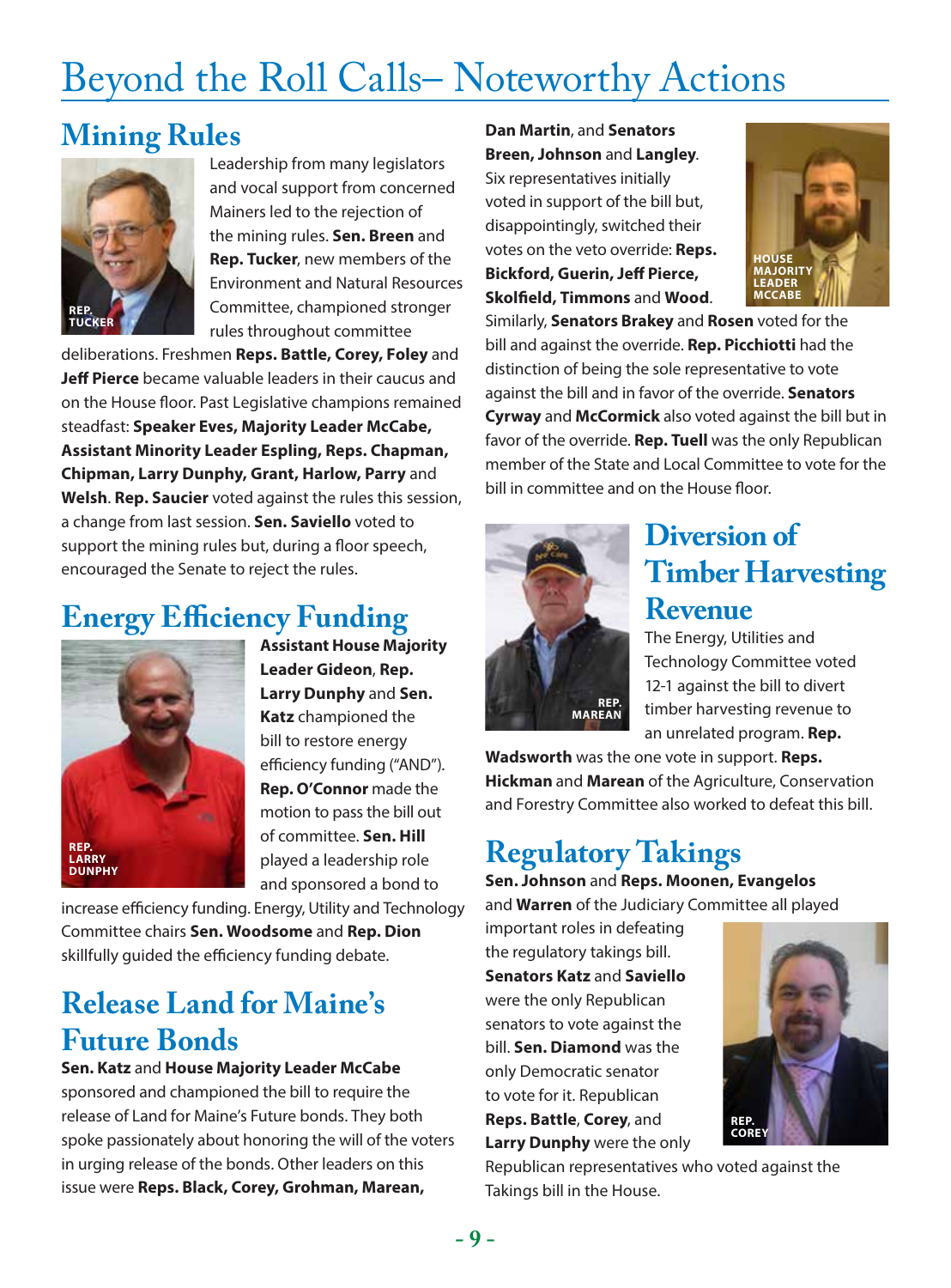# Beyond the Roll Calls– Noteworthy Actions

## Mining Rules

REP. TUCKER

Leadership from many legislators and vocal support from concerned Mainers led to the rejection of the mining rules. **Sen. Breen** and **Rep. Tucker**, new members of the Environment and Natural Resources Committee, championed stronger rules throughout committee deliberations. Freshmen **Reps. Battle, Corey, Foley** and **Jeff Pierce** became valuable leaders in their caucus and on the House floor. Past Legislative champions remained steadfast: **Speaker Eves, Majority Leader McCabe, Assistant Minority Leader Espling, Reps. Chapman, Chipman, Larry Dunphy, Grant, Harlow, Parry** and **Welsh**. **Rep. Saucier** voted against the rules this session, a change from last session. **Sen. Saviello** voted to support the mining rules but, during a floor speech, encouraged the Senate to reject the rules.

## Energy Efficiency Funding

REP. LARRY DUNPHY

**Assistant House Majority Leader Gideon**, **Rep. Larry Dunphy** and **Sen. Katz** championed the bill to restore energy efficiency funding ("AND"). **Rep. O'Connor** made the motion to pass the bill out of committee. **Sen. Hill** played a leadership role and sponsored a bond to increase efficiency funding. Energy, Utility and Technology Committee chairs **Sen. Woodsome** and **Rep. Dion** skillfully guided the efficiency funding debate.

## Release Land for Maine's Future Bonds

**Sen. Katz** and **House Majority Leader McCabe** sponsored and championed the bill to require the release of Land for Maine's Future bonds. They both spoke passionately about honoring the will of the voters in urging release of the bonds. Other leaders on this issue were **Reps. Black, Corey, Grohman, Marean, Dan Martin**, and **Senators Breen, Johnson** and **Langley**. Six representatives initially voted in support of the bill but, disappointingly, switched their votes on the veto override: **Reps. Bickford, Guerin, Jeff Pierce, Skolfield, Timmons** and **Wood**. Similarly, **Senators Brakey** and **Rosen** voted for the bill and against the override. **Rep. Picchiotti** had the distinction of being the sole representative to vote against the bill and in favor of the override. **Senators Cyrway** and **McCormick** also voted against the bill but in favor of the override. **Rep. Tuell** was the only Republican member of the State and Local Committee to vote for the bill in committee and on the House floor.

HOUSE MAJORITY LEADER MCCABE

## Diversion of Timber Harvesting Revenue

REP. MAREAN

The Energy, Utilities and Technology Committee voted 12-1 against the bill to divert timber harvesting revenue to an unrelated program. **Rep. Wadsworth** was the one vote in support. **Reps. Hickman** and **Marean** of the Agriculture, Conservation and Forestry Committee also worked to defeat this bill.

## Regulatory Takings

**Sen. Johnson** and **Reps. Moonen, Evangelos** and **Warren** of the Judiciary Committee all played important roles in defeating the regulatory takings bill. **Senators Katz** and **Saviello** were the only Republican senators to vote against the bill. **Sen. Diamond** was the only Democratic senator to vote for it. Republican **Reps. Battle**, **Corey**, and **Larry Dunphy** were the only Republican representatives who voted against the Takings bill in the House.

REP. COREY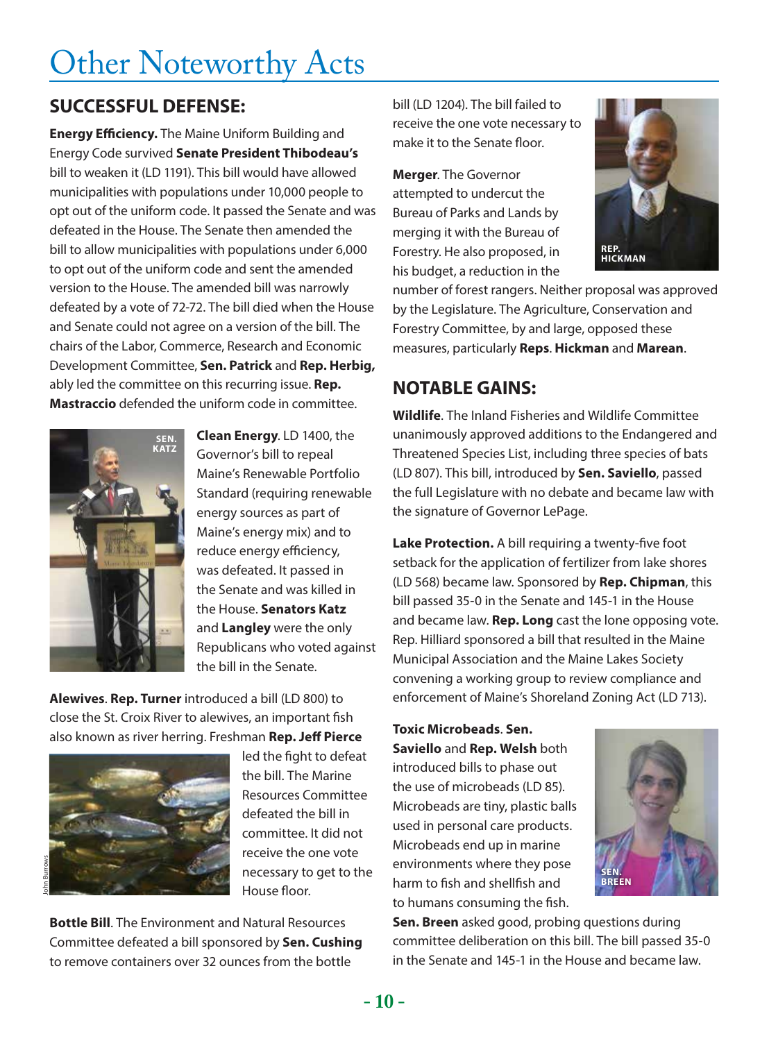# Other Noteworthy Acts

## SUCCESSFUL DEFENSE:

**Energy Efficiency.** The Maine Uniform Building and Energy Code survived **Senate President Thibodeau's** bill to weaken it (LD 1191). This bill would have allowed municipalities with populations under 10,000 people to opt out of the uniform code. It passed the Senate and was defeated in the House. The Senate then amended the bill to allow municipalities with populations under 6,000 to opt out of the uniform code and sent the amended version to the House. The amended bill was narrowly defeated by a vote of 72-72. The bill died when the House and Senate could not agree on a version of the bill. The chairs of the Labor, Commerce, Research and Economic Development Committee, **Sen. Patrick** and **Rep. Herbig,** ably led the committee on this recurring issue. **Rep. Mastraccio** defended the uniform code in committee.

SEN. KATZ

**Clean Energy**. LD 1400, the Governor's bill to repeal Maine's Renewable Portfolio Standard (requiring renewable energy sources as part of Maine's energy mix) and to reduce energy efficiency, was defeated. It passed in the Senate and was killed in the House. **Senators Katz** and **Langley** were the only Republicans who voted against the bill in the Senate.

**Alewives**. **Rep. Turner** introduced a bill (LD 800) to close the St. Croix River to alewives, an important fish also known as river herring. Freshman **Rep. Jeff Pierce** led the fight to defeat the bill. The Marine Resources Committee defeated the bill in committee. It did not receive the one vote necessary to get to the House floor.

John Burrows

**Bottle Bill**. The Environment and Natural Resources Committee defeated a bill sponsored by **Sen. Cushing** to remove containers over 32 ounces from the bottle bill (LD 1204). The bill failed to receive the one vote necessary to make it to the Senate floor.

**Merger**. The Governor attempted to undercut the Bureau of Parks and Lands by merging it with the Bureau of Forestry. He also proposed, in his budget, a reduction in the number of forest rangers. Neither proposal was approved by the Legislature. The Agriculture, Conservation and Forestry Committee, by and large, opposed these measures, particularly **Reps**. **Hickman** and **Marean**.

REP. HICKMAN

## NOTABLE GAINS:

**Wildlife**. The Inland Fisheries and Wildlife Committee unanimously approved additions to the Endangered and Threatened Species List, including three species of bats (LD 807). This bill, introduced by **Sen. Saviello**, passed the full Legislature with no debate and became law with the signature of Governor LePage.

**Lake Protection.** A bill requiring a twenty-five foot setback for the application of fertilizer from lake shores (LD 568) became law. Sponsored by **Rep. Chipman**, this bill passed 35-0 in the Senate and 145-1 in the House and became law. **Rep. Long** cast the lone opposing vote. Rep. Hilliard sponsored a bill that resulted in the Maine Municipal Association and the Maine Lakes Society convening a working group to review compliance and enforcement of Maine's Shoreland Zoning Act (LD 713).

**Toxic Microbeads**. **Sen. Saviello** and **Rep. Welsh** both introduced bills to phase out the use of microbeads (LD 85). Microbeads are tiny, plastic balls used in personal care products. Microbeads end up in marine environments where they pose harm to fish and shellfish and to humans consuming the fish. **Sen. Breen** asked good, probing questions during committee deliberation on this bill. The bill passed 35-0 in the Senate and 145-1 in the House and became law.

SEN. BREEN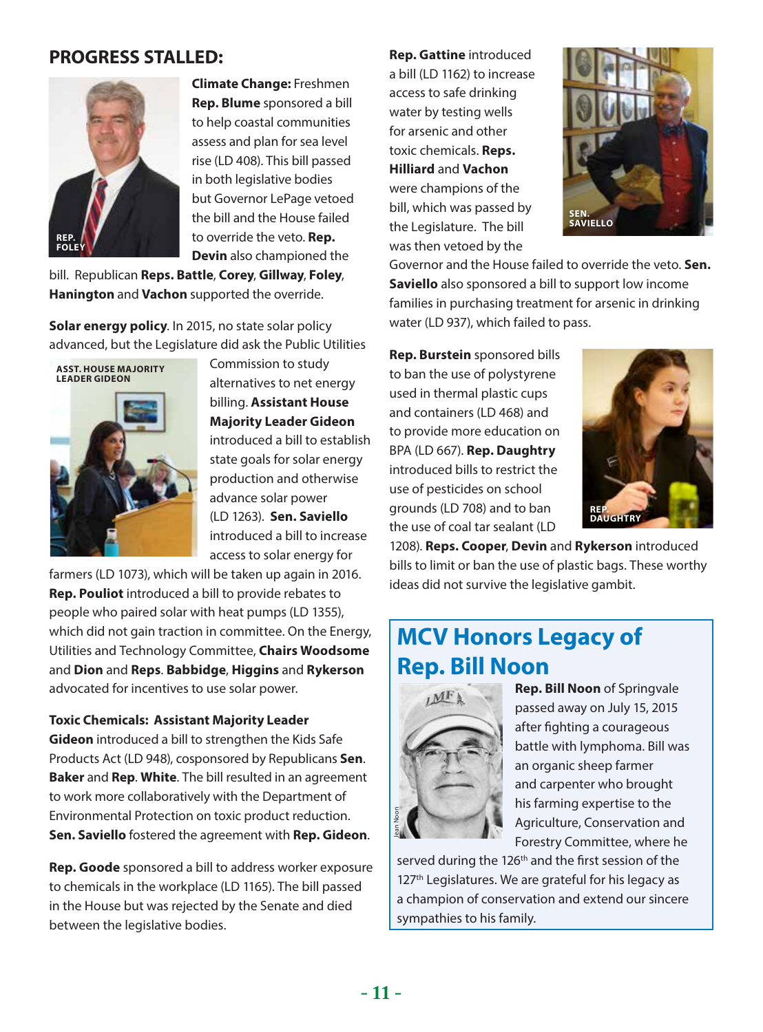## PROGRESS STALLED:

**Climate Change:** Freshmen **Rep. Blume** sponsored a bill to help coastal communities assess and plan for sea level rise (LD 408). This bill passed in both legislative bodies but Governor LePage vetoed the bill and the House failed to override the veto. **Rep. Devin** also championed the bill. Republican **Reps. Battle**, **Corey**, **Gillway**, **Foley**, **Hanington** and **Vachon** supported the override.

REP. FOLEY

**Solar energy policy**. In 2015, no state solar policy advanced, but the Legislature did ask the Public Utilities Commission to study alternatives to net energy billing. **Assistant House Majority Leader Gideon** introduced a bill to establish state goals for solar energy production and otherwise advance solar power (LD 1263). **Sen. Saviello** introduced a bill to increase access to solar energy for farmers (LD 1073), which will be taken up again in 2016. **Rep. Pouliot** introduced a bill to provide rebates to people who paired solar with heat pumps (LD 1355), which did not gain traction in committee. On the Energy, Utilities and Technology Committee, **Chairs Woodsome** and **Dion** and **Reps**. **Babbidge**, **Higgins** and **Rykerson** advocated for incentives to use solar power.

ASST. HOUSE MAJORITY LEADER GIDEON

**Toxic Chemicals: Assistant Majority Leader Gideon** introduced a bill to strengthen the Kids Safe Products Act (LD 948), cosponsored by Republicans **Sen**. **Baker** and **Rep**. **White**. The bill resulted in an agreement to work more collaboratively with the Department of Environmental Protection on toxic product reduction. **Sen. Saviello** fostered the agreement with **Rep. Gideon**.

**Rep. Goode** sponsored a bill to address worker exposure to chemicals in the workplace (LD 1165). The bill passed in the House but was rejected by the Senate and died between the legislative bodies.

**Rep. Gattine** introduced a bill (LD 1162) to increase access to safe drinking water by testing wells for arsenic and other toxic chemicals. **Reps. Hilliard** and **Vachon** were champions of the bill, which was passed by the Legislature. The bill was then vetoed by the Governor and the House failed to override the veto. **Sen. Saviello** also sponsored a bill to support low income families in purchasing treatment for arsenic in drinking water (LD 937), which failed to pass.

SEN. SAVIELLO

**Rep. Burstein** sponsored bills to ban the use of polystyrene used in thermal plastic cups and containers (LD 468) and to provide more education on BPA (LD 667). **Rep. Daughtry** introduced bills to restrict the use of pesticides on school grounds (LD 708) and to ban the use of coal tar sealant (LD 1208). **Reps. Cooper**, **Devin** and **Rykerson** introduced bills to limit or ban the use of plastic bags. These worthy ideas did not survive the legislative gambit.

REP. DAUGHTRY

## MCV Honors Legacy of Rep. Bill Noon

Jean Noon

**Rep. Bill Noon** of Springvale passed away on July 15, 2015 after fighting a courageous battle with lymphoma. Bill was an organic sheep farmer and carpenter who brought his farming expertise to the Agriculture, Conservation and Forestry Committee, where he served during the 126th and the first session of the 127th Legislatures. We are grateful for his legacy as a champion of conservation and extend our sincere sympathies to his family.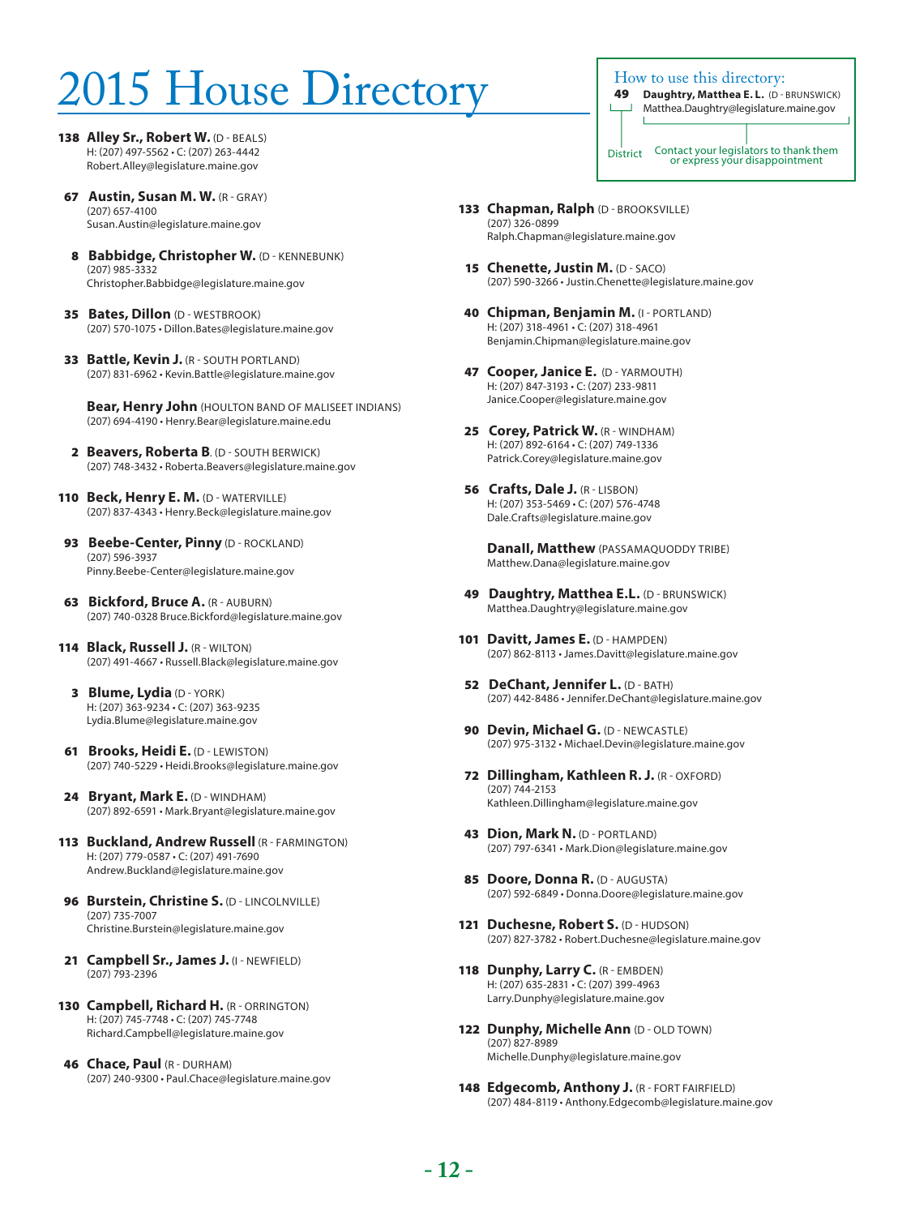# 2015 House Directory

> **How to use this directory:**
> **49** **Daughtry, Matthea E. L.** (D - BRUNSWICK)
> Matthea.Daughtry@legislature.maine.gov
> District — Contact your legislators to thank them or express your disappointment

**138 Alley Sr., Robert W.** (D - BEALS)
H: (207) 497-5562 • C: (207) 263-4442
Robert.Alley@legislature.maine.gov

**67 Austin, Susan M. W.** (R - GRAY)
(207) 657-4100
Susan.Austin@legislature.maine.gov

**8 Babbidge, Christopher W.** (D - KENNEBUNK)
(207) 985-3332
Christopher.Babbidge@legislature.maine.gov

**35 Bates, Dillon** (D - WESTBROOK)
(207) 570-1075 • Dillon.Bates@legislature.maine.gov

**33 Battle, Kevin J.** (R - SOUTH PORTLAND)
(207) 831-6962 • Kevin.Battle@legislature.maine.gov

**Bear, Henry John** (HOULTON BAND OF MALISEET INDIANS)
(207) 694-4190 • Henry.Bear@legislature.maine.edu

**2 Beavers, Roberta B**. (D - SOUTH BERWICK)
(207) 748-3432 • Roberta.Beavers@legislature.maine.gov

**110 Beck, Henry E. M.** (D - WATERVILLE)
(207) 837-4343 • Henry.Beck@legislature.maine.gov

**93 Beebe-Center, Pinny** (D - ROCKLAND)
(207) 596-3937
Pinny.Beebe-Center@legislature.maine.gov

**63 Bickford, Bruce A.** (R - AUBURN)
(207) 740-0328 Bruce.Bickford@legislature.maine.gov

**114 Black, Russell J.** (R - WILTON)
(207) 491-4667 • Russell.Black@legislature.maine.gov

**3 Blume, Lydia** (D - YORK)
H: (207) 363-9234 • C: (207) 363-9235
Lydia.Blume@legislature.maine.gov

**61 Brooks, Heidi E.** (D - LEWISTON)
(207) 740-5229 • Heidi.Brooks@legislature.maine.gov

**24 Bryant, Mark E.** (D - WINDHAM)
(207) 892-6591 • Mark.Bryant@legislature.maine.gov

**113 Buckland, Andrew Russell** (R - FARMINGTON)
H: (207) 779-0587 • C: (207) 491-7690
Andrew.Buckland@legislature.maine.gov

**96 Burstein, Christine S.** (D - LINCOLNVILLE)
(207) 735-7007
Christine.Burstein@legislature.maine.gov

**21 Campbell Sr., James J.** (I - NEWFIELD)
(207) 793-2396

**130 Campbell, Richard H.** (R - ORRINGTON)
H: (207) 745-7748 • C: (207) 745-7748
Richard.Campbell@legislature.maine.gov

**46 Chace, Paul** (R - DURHAM)
(207) 240-9300 • Paul.Chace@legislature.maine.gov

**133 Chapman, Ralph** (D - BROOKSVILLE)
(207) 326-0899
Ralph.Chapman@legislature.maine.gov

**15 Chenette, Justin M.** (D - SACO)
(207) 590-3266 • Justin.Chenette@legislature.maine.gov

**40 Chipman, Benjamin M.** (I - PORTLAND)
H: (207) 318-4961 • C: (207) 318-4961
Benjamin.Chipman@legislature.maine.gov

**47 Cooper, Janice E.** (D - YARMOUTH)
H: (207) 847-3193 • C: (207) 233-9811
Janice.Cooper@legislature.maine.gov

**25 Corey, Patrick W.** (R - WINDHAM)
H: (207) 892-6164 • C: (207) 749-1336
Patrick.Corey@legislature.maine.gov

**56 Crafts, Dale J.** (R - LISBON)
H: (207) 353-5469 • C: (207) 576-4748
Dale.Crafts@legislature.maine.gov

**Danall, Matthew** (PASSAMAQUODDY TRIBE)
Matthew.Dana@legislature.maine.gov

**49 Daughtry, Matthea E.L.** (D - BRUNSWICK)
Matthea.Daughtry@legislature.maine.gov

**101 Davitt, James E.** (D - HAMPDEN)
(207) 862-8113 • James.Davitt@legislature.maine.gov

**52 DeChant, Jennifer L.** (D - BATH)
(207) 442-8486 • Jennifer.DeChant@legislature.maine.gov

**90 Devin, Michael G.** (D - NEWCASTLE)
(207) 975-3132 • Michael.Devin@legislature.maine.gov

**72 Dillingham, Kathleen R. J.** (R - OXFORD)
(207) 744-2153
Kathleen.Dillingham@legislature.maine.gov

**43 Dion, Mark N.** (D - PORTLAND)
(207) 797-6341 • Mark.Dion@legislature.maine.gov

**85 Doore, Donna R.** (D - AUGUSTA)
(207) 592-6849 • Donna.Doore@legislature.maine.gov

**121 Duchesne, Robert S.** (D - HUDSON)
(207) 827-3782 • Robert.Duchesne@legislature.maine.gov

**118 Dunphy, Larry C.** (R - EMBDEN)
H: (207) 635-2831 • C: (207) 399-4963
Larry.Dunphy@legislature.maine.gov

**122 Dunphy, Michelle Ann** (D - OLD TOWN)
(207) 827-8989
Michelle.Dunphy@legislature.maine.gov

**148 Edgecomb, Anthony J.** (R - FORT FAIRFIELD)
(207) 484-8119 • Anthony.Edgecomb@legislature.maine.gov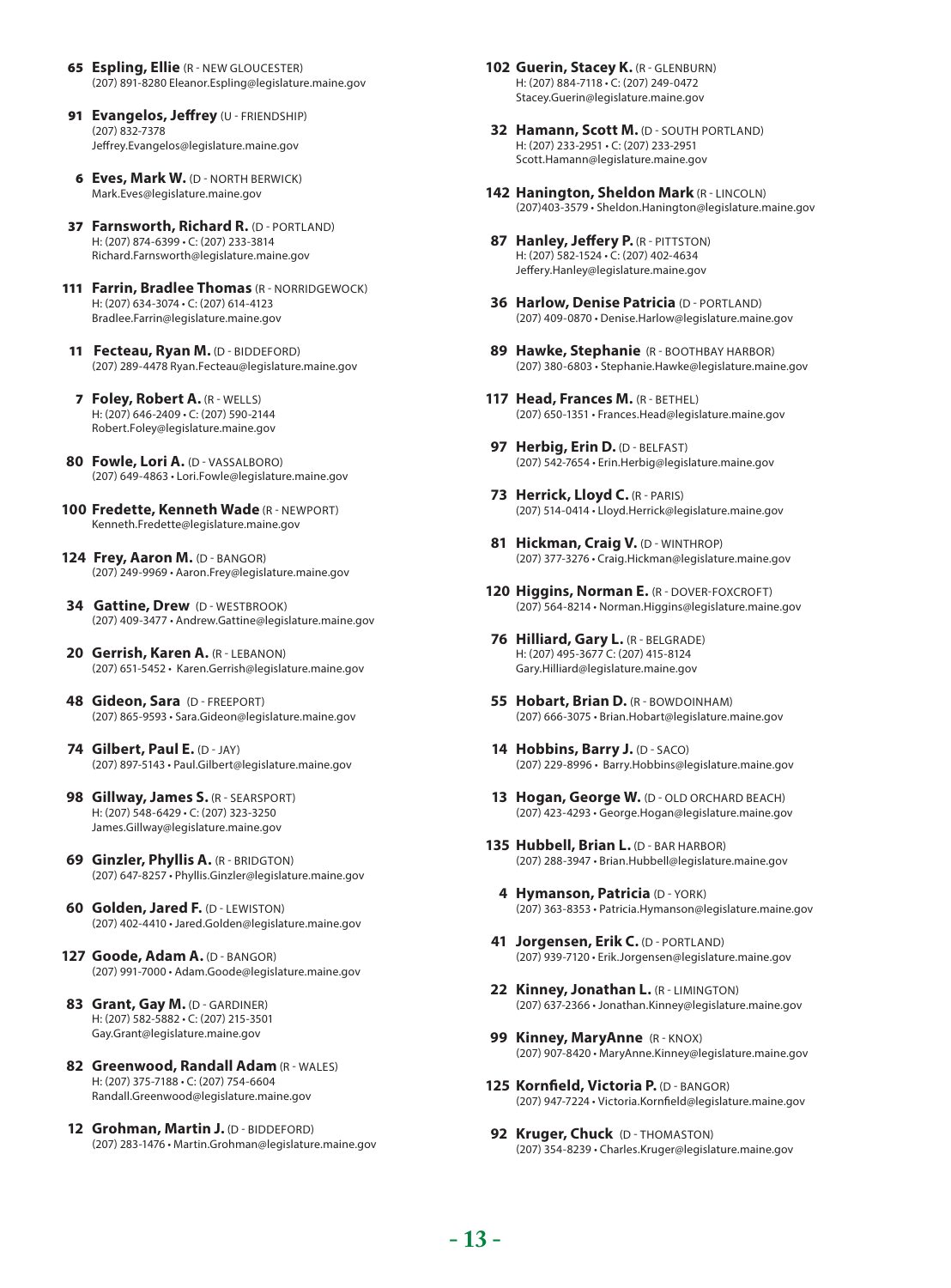**65 Espling, Ellie** (R - NEW GLOUCESTER)
(207) 891-8280 Eleanor.Espling@legislature.maine.gov

**91 Evangelos, Jeffrey** (U - FRIENDSHIP)
(207) 832-7378
Jeffrey.Evangelos@legislature.maine.gov

**6 Eves, Mark W.** (D - NORTH BERWICK)
Mark.Eves@legislature.maine.gov

**37 Farnsworth, Richard R.** (D - PORTLAND)
H: (207) 874-6399 • C: (207) 233-3814
Richard.Farnsworth@legislature.maine.gov

**111 Farrin, Bradlee Thomas** (R - NORRIDGEWOCK)
H: (207) 634-3074 • C: (207) 614-4123
Bradlee.Farrin@legislature.maine.gov

**11 Fecteau, Ryan M.** (D - BIDDEFORD)
(207) 289-4478 Ryan.Fecteau@legislature.maine.gov

**7 Foley, Robert A.** (R - WELLS)
H: (207) 646-2409 • C: (207) 590-2144
Robert.Foley@legislature.maine.gov

**80 Fowle, Lori A.** (D - VASSALBORO)
(207) 649-4863 • Lori.Fowle@legislature.maine.gov

**100 Fredette, Kenneth Wade** (R - NEWPORT)
Kenneth.Fredette@legislature.maine.gov

**124 Frey, Aaron M.** (D - BANGOR)
(207) 249-9969 • Aaron.Frey@legislature.maine.gov

**34 Gattine, Drew** (D - WESTBROOK)
(207) 409-3477 • Andrew.Gattine@legislature.maine.gov

**20 Gerrish, Karen A.** (R - LEBANON)
(207) 651-5452 • Karen.Gerrish@legislature.maine.gov

**48 Gideon, Sara** (D - FREEPORT)
(207) 865-9593 • Sara.Gideon@legislature.maine.gov

**74 Gilbert, Paul E.** (D - JAY)
(207) 897-5143 • Paul.Gilbert@legislature.maine.gov

**98 Gillway, James S.** (R - SEARSPORT)
H: (207) 548-6429 • C: (207) 323-3250
James.Gillway@legislature.maine.gov

**69 Ginzler, Phyllis A.** (R - BRIDGTON)
(207) 647-8257 • Phyllis.Ginzler@legislature.maine.gov

**60 Golden, Jared F.** (D - LEWISTON)
(207) 402-4410 • Jared.Golden@legislature.maine.gov

**127 Goode, Adam A.** (D - BANGOR)
(207) 991-7000 • Adam.Goode@legislature.maine.gov

**83 Grant, Gay M.** (D - GARDINER)
H: (207) 582-5882 • C: (207) 215-3501
Gay.Grant@legislature.maine.gov

**82 Greenwood, Randall Adam** (R - WALES)
H: (207) 375-7188 • C: (207) 754-6604
Randall.Greenwood@legislature.maine.gov

**12 Grohman, Martin J.** (D - BIDDEFORD)
(207) 283-1476 • Martin.Grohman@legislature.maine.gov

**102 Guerin, Stacey K.** (R - GLENBURN)
H: (207) 884-7118 • C: (207) 249-0472
Stacey.Guerin@legislature.maine.gov

**32 Hamann, Scott M.** (D - SOUTH PORTLAND)
H: (207) 233-2951 • C: (207) 233-2951
Scott.Hamann@legislature.maine.gov

**142 Hanington, Sheldon Mark** (R - LINCOLN)
(207)403-3579 • Sheldon.Hanington@legislature.maine.gov

**87 Hanley, Jeffery P.** (R - PITTSTON)
H: (207) 582-1524 • C: (207) 402-4634
Jeffery.Hanley@legislature.maine.gov

**36 Harlow, Denise Patricia** (D - PORTLAND)
(207) 409-0870 • Denise.Harlow@legislature.maine.gov

**89 Hawke, Stephanie** (R - BOOTHBAY HARBOR)
(207) 380-6803 • Stephanie.Hawke@legislature.maine.gov

**117 Head, Frances M.** (R - BETHEL)
(207) 650-1351 • Frances.Head@legislature.maine.gov

**97 Herbig, Erin D.** (D - BELFAST)
(207) 542-7654 • Erin.Herbig@legislature.maine.gov

**73 Herrick, Lloyd C.** (R - PARIS)
(207) 514-0414 • Lloyd.Herrick@legislature.maine.gov

**81 Hickman, Craig V.** (D - WINTHROP)
(207) 377-3276 • Craig.Hickman@legislature.maine.gov

**120 Higgins, Norman E.** (R - DOVER-FOXCROFT)
(207) 564-8214 • Norman.Higgins@legislature.maine.gov

**76 Hilliard, Gary L.** (R - BELGRADE)
H: (207) 495-3677 C: (207) 415-8124
Gary.Hilliard@legislature.maine.gov

**55 Hobart, Brian D.** (R - BOWDOINHAM)
(207) 666-3075 • Brian.Hobart@legislature.maine.gov

**14 Hobbins, Barry J.** (D - SACO)
(207) 229-8996 • Barry.Hobbins@legislature.maine.gov

**13 Hogan, George W.** (D - OLD ORCHARD BEACH)
(207) 423-4293 • George.Hogan@legislature.maine.gov

**135 Hubbell, Brian L.** (D - BAR HARBOR)
(207) 288-3947 • Brian.Hubbell@legislature.maine.gov

**4 Hymanson, Patricia** (D - YORK)
(207) 363-8353 • Patricia.Hymanson@legislature.maine.gov

**41 Jorgensen, Erik C.** (D - PORTLAND)
(207) 939-7120 • Erik.Jorgensen@legislature.maine.gov

**22 Kinney, Jonathan L.** (R - LIMINGTON)
(207) 637-2366 • Jonathan.Kinney@legislature.maine.gov

**99 Kinney, MaryAnne** (R - KNOX)
(207) 907-8420 • MaryAnne.Kinney@legislature.maine.gov

**125 Kornfield, Victoria P.** (D - BANGOR)
(207) 947-7224 • Victoria.Kornfield@legislature.maine.gov

**92 Kruger, Chuck** (D - THOMASTON)
(207) 354-8239 • Charles.Kruger@legislature.maine.gov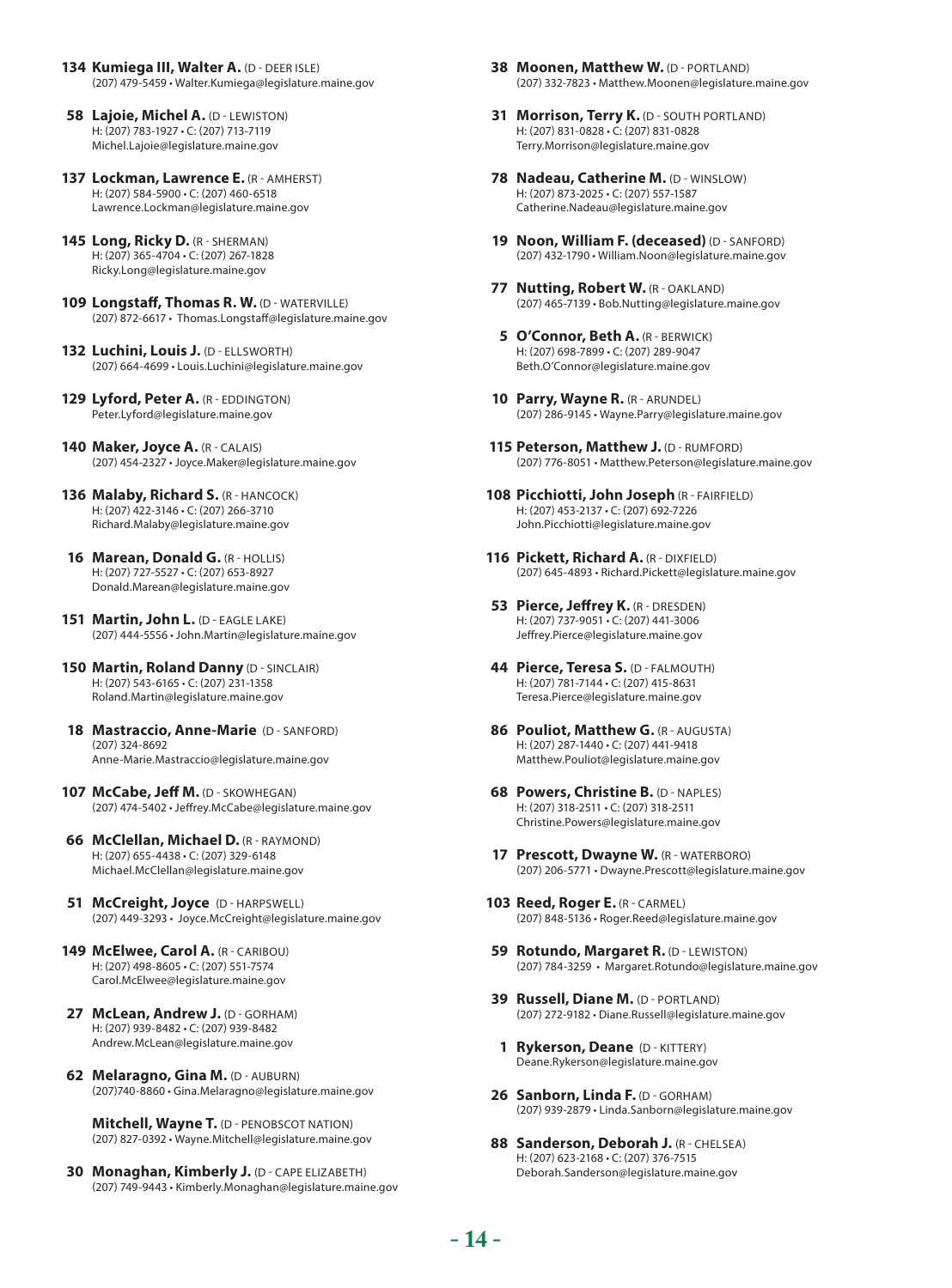**134 Kumiega III, Walter A.** (D - DEER ISLE)
(207) 479-5459 • Walter.Kumiega@legislature.maine.gov

**58 Lajoie, Michel A.** (D - LEWISTON)
H: (207) 783-1927 • C: (207) 713-7119
Michel.Lajoie@legislature.maine.gov

**137 Lockman, Lawrence E.** (R - AMHERST)
H: (207) 584-5900 • C: (207) 460-6518
Lawrence.Lockman@legislature.maine.gov

**145 Long, Ricky D.** (R - SHERMAN)
H: (207) 365-4704 • C: (207) 267-1828
Ricky.Long@legislature.maine.gov

**109 Longstaff, Thomas R. W.** (D - WATERVILLE)
(207) 872-6617 • Thomas.Longstaff@legislature.maine.gov

**132 Luchini, Louis J.** (D - ELLSWORTH)
(207) 664-4699 • Louis.Luchini@legislature.maine.gov

**129 Lyford, Peter A.** (R - EDDINGTON)
Peter.Lyford@legislature.maine.gov

**140 Maker, Joyce A.** (R - CALAIS)
(207) 454-2327 • Joyce.Maker@legislature.maine.gov

**136 Malaby, Richard S.** (R - HANCOCK)
H: (207) 422-3146 • C: (207) 266-3710
Richard.Malaby@legislature.maine.gov

**16 Marean, Donald G.** (R - HOLLIS)
H: (207) 727-5527 • C: (207) 653-8927
Donald.Marean@legislature.maine.gov

**151 Martin, John L.** (D - EAGLE LAKE)
(207) 444-5556 • John.Martin@legislature.maine.gov

**150 Martin, Roland Danny** (D - SINCLAIR)
H: (207) 543-6165 • C: (207) 231-1358
Roland.Martin@legislature.maine.gov

**18 Mastraccio, Anne-Marie** (D - SANFORD)
(207) 324-8692
Anne-Marie.Mastraccio@legislature.maine.gov

**107 McCabe, Jeff M.** (D - SKOWHEGAN)
(207) 474-5402 • Jeffrey.McCabe@legislature.maine.gov

**66 McClellan, Michael D.** (R - RAYMOND)
H: (207) 655-4438 • C: (207) 329-6148
Michael.McClellan@legislature.maine.gov

**51 McCreight, Joyce** (D - HARPSWELL)
(207) 449-3293 • Joyce.McCreight@legislature.maine.gov

**149 McElwee, Carol A.** (R - CARIBOU)
H: (207) 498-8605 • C: (207) 551-7574
Carol.McElwee@legislature.maine.gov

**27 McLean, Andrew J.** (D - GORHAM)
H: (207) 939-8482 • C: (207) 939-8482
Andrew.McLean@legislature.maine.gov

**62 Melaragno, Gina M.** (D - AUBURN)
(207)740-8860 • Gina.Melaragno@legislature.maine.gov

**Mitchell, Wayne T.** (D - PENOBSCOT NATION)
(207) 827-0392 • Wayne.Mitchell@legislature.maine.gov

**30 Monaghan, Kimberly J.** (D - CAPE ELIZABETH)
(207) 749-9443 • Kimberly.Monaghan@legislature.maine.gov

**38 Moonen, Matthew W.** (D - PORTLAND)
(207) 332-7823 • Matthew.Moonen@legislature.maine.gov

**31 Morrison, Terry K.** (D - SOUTH PORTLAND)
H: (207) 831-0828 • C: (207) 831-0828
Terry.Morrison@legislature.maine.gov

**78 Nadeau, Catherine M.** (D - WINSLOW)
H: (207) 873-2025 • C: (207) 557-1587
Catherine.Nadeau@legislature.maine.gov

**19 Noon, William F. (deceased)** (D - SANFORD)
(207) 432-1790 • William.Noon@legislature.maine.gov

**77 Nutting, Robert W.** (R - OAKLAND)
(207) 465-7139 • Bob.Nutting@legislature.maine.gov

**5 O'Connor, Beth A.** (R - BERWICK)
H: (207) 698-7899 • C: (207) 289-9047
Beth.O'Connor@legislature.maine.gov

**10 Parry, Wayne R.** (R - ARUNDEL)
(207) 286-9145 • Wayne.Parry@legislature.maine.gov

**115 Peterson, Matthew J.** (D - RUMFORD)
(207) 776-8051 • Matthew.Peterson@legislature.maine.gov

**108 Picchiotti, John Joseph** (R - FAIRFIELD)
H: (207) 453-2137 • C: (207) 692-7226
John.Picchiotti@legislature.maine.gov

**116 Pickett, Richard A.** (R - DIXFIELD)
(207) 645-4893 • Richard.Pickett@legislature.maine.gov

**53 Pierce, Jeffrey K.** (R - DRESDEN)
H: (207) 737-9051 • C: (207) 441-3006
Jeffrey.Pierce@legislature.maine.gov

**44 Pierce, Teresa S.** (D - FALMOUTH)
H: (207) 781-7144 • C: (207) 415-8631
Teresa.Pierce@legislature.maine.gov

**86 Pouliot, Matthew G.** (R - AUGUSTA)
H: (207) 287-1440 • C: (207) 441-9418
Matthew.Pouliot@legislature.maine.gov

**68 Powers, Christine B.** (D - NAPLES)
H: (207) 318-2511 • C: (207) 318-2511
Christine.Powers@legislature.maine.gov

**17 Prescott, Dwayne W.** (R - WATERBORO)
(207) 206-5771 • Dwayne.Prescott@legislature.maine.gov

**103 Reed, Roger E.** (R - CARMEL)
(207) 848-5136 • Roger.Reed@legislature.maine.gov

**59 Rotundo, Margaret R.** (D - LEWISTON)
(207) 784-3259 • Margaret.Rotundo@legislature.maine.gov

**39 Russell, Diane M.** (D - PORTLAND)
(207) 272-9182 • Diane.Russell@legislature.maine.gov

**1 Rykerson, Deane** (D - KITTERY)
Deane.Rykerson@legislature.maine.gov

**26 Sanborn, Linda F.** (D - GORHAM)
(207) 939-2879 • Linda.Sanborn@legislature.maine.gov

**88 Sanderson, Deborah J.** (R - CHELSEA)
H: (207) 623-2168 • C: (207) 376-7515
Deborah.Sanderson@legislature.maine.gov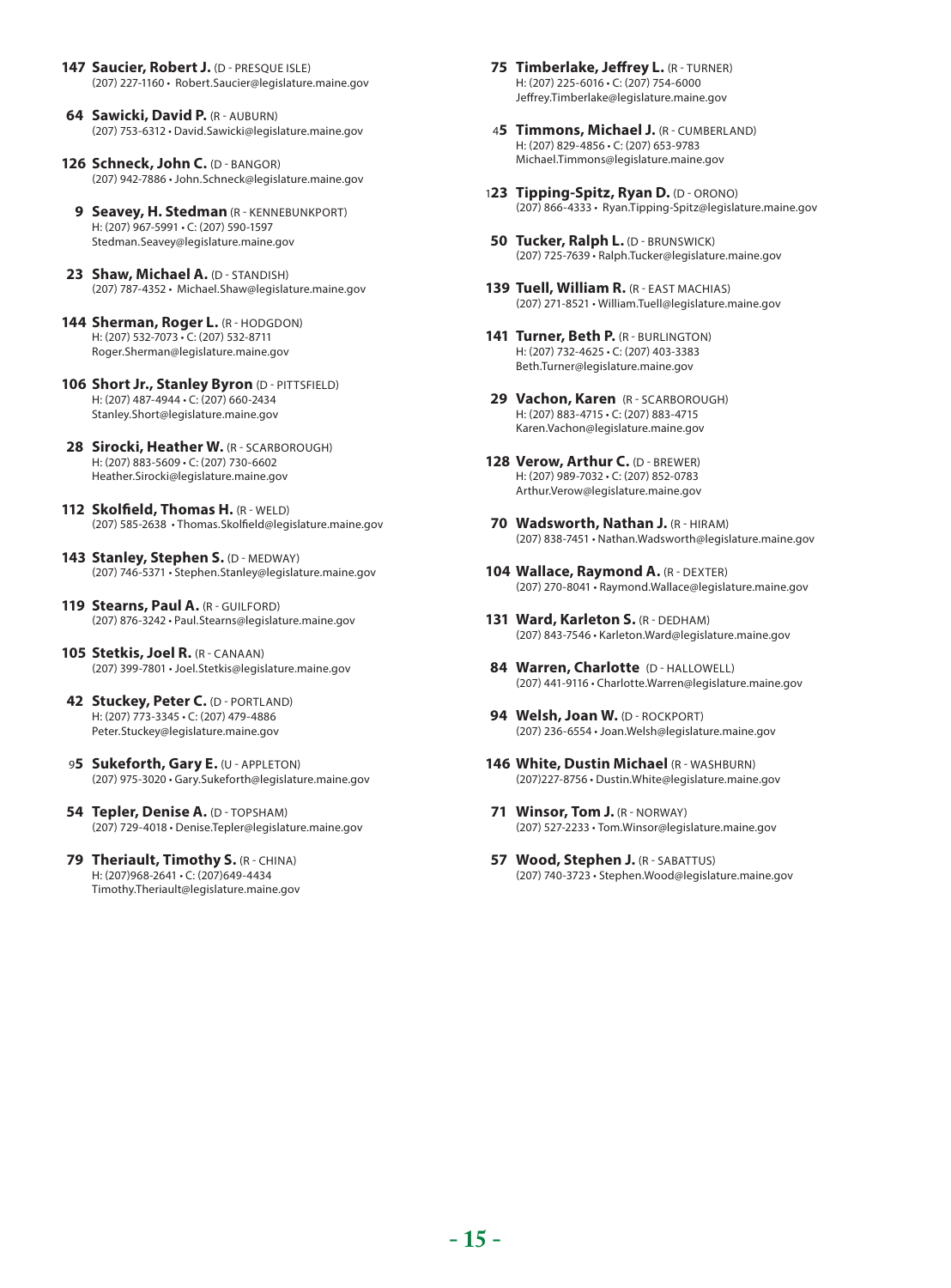**147 Saucier, Robert J.** (D - PRESQUE ISLE)
(207) 227-1160 • Robert.Saucier@legislature.maine.gov

**64 Sawicki, David P.** (R - AUBURN)
(207) 753-6312 • David.Sawicki@legislature.maine.gov

**126 Schneck, John C.** (D - BANGOR)
(207) 942-7886 • John.Schneck@legislature.maine.gov

**9 Seavey, H. Stedman** (R - KENNEBUNKPORT)
H: (207) 967-5991 • C: (207) 590-1597
Stedman.Seavey@legislature.maine.gov

**23 Shaw, Michael A.** (D - STANDISH)
(207) 787-4352 • Michael.Shaw@legislature.maine.gov

**144 Sherman, Roger L.** (R - HODGDON)
H: (207) 532-7073 • C: (207) 532-8711
Roger.Sherman@legislature.maine.gov

**106 Short Jr., Stanley Byron** (D - PITTSFIELD)
H: (207) 487-4944 • C: (207) 660-2434
Stanley.Short@legislature.maine.gov

**28 Sirocki, Heather W.** (R - SCARBOROUGH)
H: (207) 883-5609 • C: (207) 730-6602
Heather.Sirocki@legislature.maine.gov

**112 Skolfield, Thomas H.** (R - WELD)
(207) 585-2638 • Thomas.Skolfield@legislature.maine.gov

**143 Stanley, Stephen S.** (D - MEDWAY)
(207) 746-5371 • Stephen.Stanley@legislature.maine.gov

**119 Stearns, Paul A.** (R - GUILFORD)
(207) 876-3242 • Paul.Stearns@legislature.maine.gov

**105 Stetkis, Joel R.** (R - CANAAN)
(207) 399-7801 • Joel.Stetkis@legislature.maine.gov

**42 Stuckey, Peter C.** (D - PORTLAND)
H: (207) 773-3345 • C: (207) 479-4886
Peter.Stuckey@legislature.maine.gov

**95 Sukeforth, Gary E.** (U - APPLETON)
(207) 975-3020 • Gary.Sukeforth@legislature.maine.gov

**54 Tepler, Denise A.** (D - TOPSHAM)
(207) 729-4018 • Denise.Tepler@legislature.maine.gov

**79 Theriault, Timothy S.** (R - CHINA)
H: (207)968-2641 • C: (207)649-4434
Timothy.Theriault@legislature.maine.gov

**75 Timberlake, Jeffrey L.** (R - TURNER)
H: (207) 225-6016 • C: (207) 754-6000
Jeffrey.Timberlake@legislature.maine.gov

**45 Timmons, Michael J.** (R - CUMBERLAND)
H: (207) 829-4856 • C: (207) 653-9783
Michael.Timmons@legislature.maine.gov

**123 Tipping-Spitz, Ryan D.** (D - ORONO)
(207) 866-4333 • Ryan.Tipping-Spitz@legislature.maine.gov

**50 Tucker, Ralph L.** (D - BRUNSWICK)
(207) 725-7639 • Ralph.Tucker@legislature.maine.gov

**139 Tuell, William R.** (R - EAST MACHIAS)
(207) 271-8521 • William.Tuell@legislature.maine.gov

**141 Turner, Beth P.** (R - BURLINGTON)
H: (207) 732-4625 • C: (207) 403-3383
Beth.Turner@legislature.maine.gov

**29 Vachon, Karen** (R - SCARBOROUGH)
H: (207) 883-4715 • C: (207) 883-4715
Karen.Vachon@legislature.maine.gov

**128 Verow, Arthur C.** (D - BREWER)
H: (207) 989-7032 • C: (207) 852-0783
Arthur.Verow@legislature.maine.gov

**70 Wadsworth, Nathan J.** (R - HIRAM)
(207) 838-7451 • Nathan.Wadsworth@legislature.maine.gov

**104 Wallace, Raymond A.** (R - DEXTER)
(207) 270-8041 • Raymond.Wallace@legislature.maine.gov

**131 Ward, Karleton S.** (R - DEDHAM)
(207) 843-7546 • Karleton.Ward@legislature.maine.gov

**84 Warren, Charlotte** (D - HALLOWELL)
(207) 441-9116 • Charlotte.Warren@legislature.maine.gov

**94 Welsh, Joan W.** (D - ROCKPORT)
(207) 236-6554 • Joan.Welsh@legislature.maine.gov

**146 White, Dustin Michael** (R - WASHBURN)
(207)227-8756 • Dustin.White@legislature.maine.gov

**71 Winsor, Tom J.** (R - NORWAY)
(207) 527-2233 • Tom.Winsor@legislature.maine.gov

**57 Wood, Stephen J.** (R - SABATTUS)
(207) 740-3723 • Stephen.Wood@legislature.maine.gov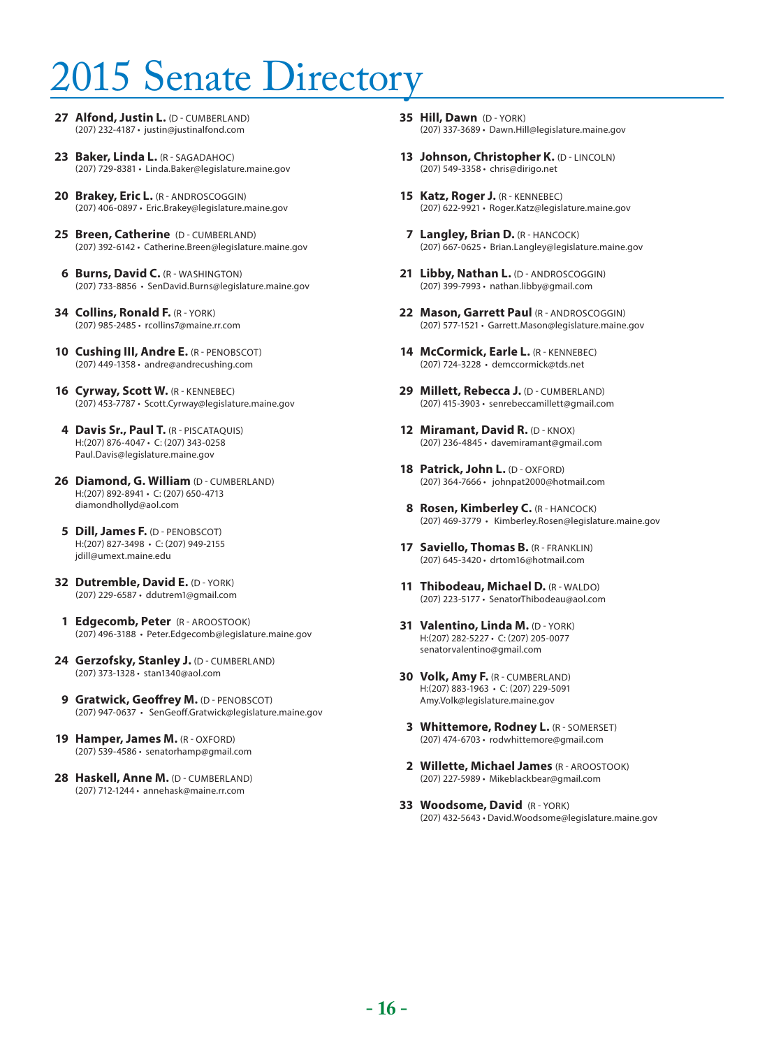# 2015 Senate Directory

**27 Alfond, Justin L.** (D - CUMBERLAND)
(207) 232-4187 • justin@justinalfond.com

**23 Baker, Linda L.** (R - SAGADAHOC)
(207) 729-8381 • Linda.Baker@legislature.maine.gov

**20 Brakey, Eric L.** (R - ANDROSCOGGIN)
(207) 406-0897 • Eric.Brakey@legislature.maine.gov

**25 Breen, Catherine** (D - CUMBERLAND)
(207) 392-6142 • Catherine.Breen@legislature.maine.gov

**6 Burns, David C.** (R - WASHINGTON)
(207) 733-8856 • SenDavid.Burns@legislature.maine.gov

**34 Collins, Ronald F.** (R - YORK)
(207) 985-2485 • rcollins7@maine.rr.com

**10 Cushing III, Andre E.** (R - PENOBSCOT)
(207) 449-1358 • andre@andrecushing.com

**16 Cyrway, Scott W.** (R - KENNEBEC)
(207) 453-7787 • Scott.Cyrway@legislature.maine.gov

**4 Davis Sr., Paul T.** (R - PISCATAQUIS)
H:(207) 876-4047 • C: (207) 343-0258
Paul.Davis@legislature.maine.gov

**26 Diamond, G. William** (D - CUMBERLAND)
H:(207) 892-8941 • C: (207) 650-4713
diamondhollyd@aol.com

**5 Dill, James F.** (D - PENOBSCOT)
H:(207) 827-3498 • C: (207) 949-2155
jdill@umext.maine.edu

**32 Dutremble, David E.** (D - YORK)
(207) 229-6587 • ddutrem1@gmail.com

**1 Edgecomb, Peter** (R - AROOSTOOK)
(207) 496-3188 • Peter.Edgecomb@legislature.maine.gov

**24 Gerzofsky, Stanley J.** (D - CUMBERLAND)
(207) 373-1328 • stan1340@aol.com

**9 Gratwick, Geoffrey M.** (D - PENOBSCOT)
(207) 947-0637 • SenGeoff.Gratwick@legislature.maine.gov

**19 Hamper, James M.** (R - OXFORD)
(207) 539-4586 • senatorhamp@gmail.com

**28 Haskell, Anne M.** (D - CUMBERLAND)
(207) 712-1244 • annehask@maine.rr.com

**35 Hill, Dawn** (D - YORK)
(207) 337-3689 • Dawn.Hill@legislature.maine.gov

**13 Johnson, Christopher K.** (D - LINCOLN)
(207) 549-3358 • chris@dirigo.net

**15 Katz, Roger J.** (R - KENNEBEC)
(207) 622-9921 • Roger.Katz@legislature.maine.gov

**7 Langley, Brian D.** (R - HANCOCK)
(207) 667-0625 • Brian.Langley@legislature.maine.gov

**21 Libby, Nathan L.** (D - ANDROSCOGGIN)
(207) 399-7993 • nathan.libby@gmail.com

**22 Mason, Garrett Paul** (R - ANDROSCOGGIN)
(207) 577-1521 • Garrett.Mason@legislature.maine.gov

**14 McCormick, Earle L.** (R - KENNEBEC)
(207) 724-3228 • demccormick@tds.net

**29 Millett, Rebecca J.** (D - CUMBERLAND)
(207) 415-3903 • senrebeccamillett@gmail.com

**12 Miramant, David R.** (D - KNOX)
(207) 236-4845 • davemiramant@gmail.com

**18 Patrick, John L.** (D - OXFORD)
(207) 364-7666 • johnpat2000@hotmail.com

**8 Rosen, Kimberley C.** (R - HANCOCK)
(207) 469-3779 • Kimberley.Rosen@legislature.maine.gov

**17 Saviello, Thomas B.** (R - FRANKLIN)
(207) 645-3420 • drtom16@hotmail.com

**11 Thibodeau, Michael D.** (R - WALDO)
(207) 223-5177 • SenatorThibodeau@aol.com

**31 Valentino, Linda M.** (D - YORK)
H:(207) 282-5227 • C: (207) 205-0077
senatorvalentino@gmail.com

**30 Volk, Amy F.** (R - CUMBERLAND)
H:(207) 883-1963 • C: (207) 229-5091
Amy.Volk@legislature.maine.gov

**3 Whittemore, Rodney L.** (R - SOMERSET)
(207) 474-6703 • rodwhittemore@gmail.com

**2 Willette, Michael James** (R - AROOSTOOK)
(207) 227-5989 • Mikeblackbear@gmail.com

**33 Woodsome, David** (R - YORK)
(207) 432-5643 • David.Woodsome@legislature.maine.gov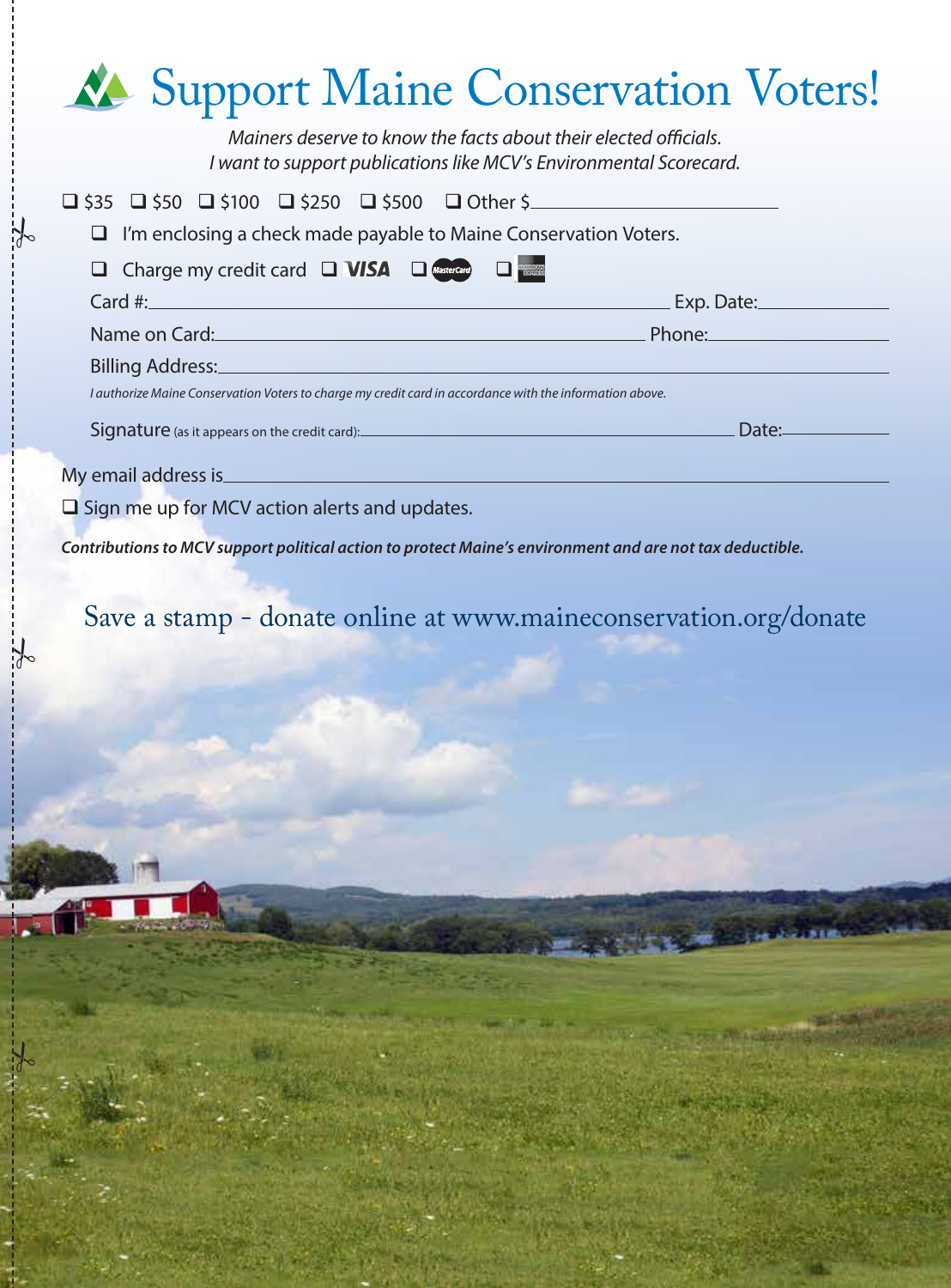# Support Maine Conservation Voters!

*Mainers deserve to know the facts about their elected officials.*
*I want to support publications like MCV's Environmental Scorecard.*

❑ $35 ❑ $50 ❑ $100 ❑ $250 ❑ $500 ❑ Other $\_\_\_\_\_\_\_\_\_\_\_\_

❑ I'm enclosing a check made payable to Maine Conservation Voters.

❑ Charge my credit card ❑ VISA ❑ MasterCard ❑ American Express

Card #:\_\_\_\_\_\_\_\_\_\_\_\_\_\_\_\_\_\_\_\_ Exp. Date:\_\_\_\_\_\_\_\_

Name on Card:\_\_\_\_\_\_\_\_\_\_\_\_\_\_\_\_\_\_\_\_ Phone:\_\_\_\_\_\_\_\_

Billing Address:\_\_\_\_\_\_\_\_\_\_\_\_\_\_\_\_\_\_\_\_

*I authorize Maine Conservation Voters to charge my credit card in accordance with the information above.*

Signature (as it appears on the credit card):\_\_\_\_\_\_\_\_\_\_\_\_\_\_\_\_\_\_\_\_ Date:\_\_\_\_\_\_\_\_

My email address is\_\_\_\_\_\_\_\_\_\_\_\_\_\_\_\_\_\_\_\_

❑ Sign me up for MCV action alerts and updates.

***Contributions to MCV support political action to protect Maine's environment and are not tax deductible.***

Save a stamp - donate online at www.maineconservation.org/donate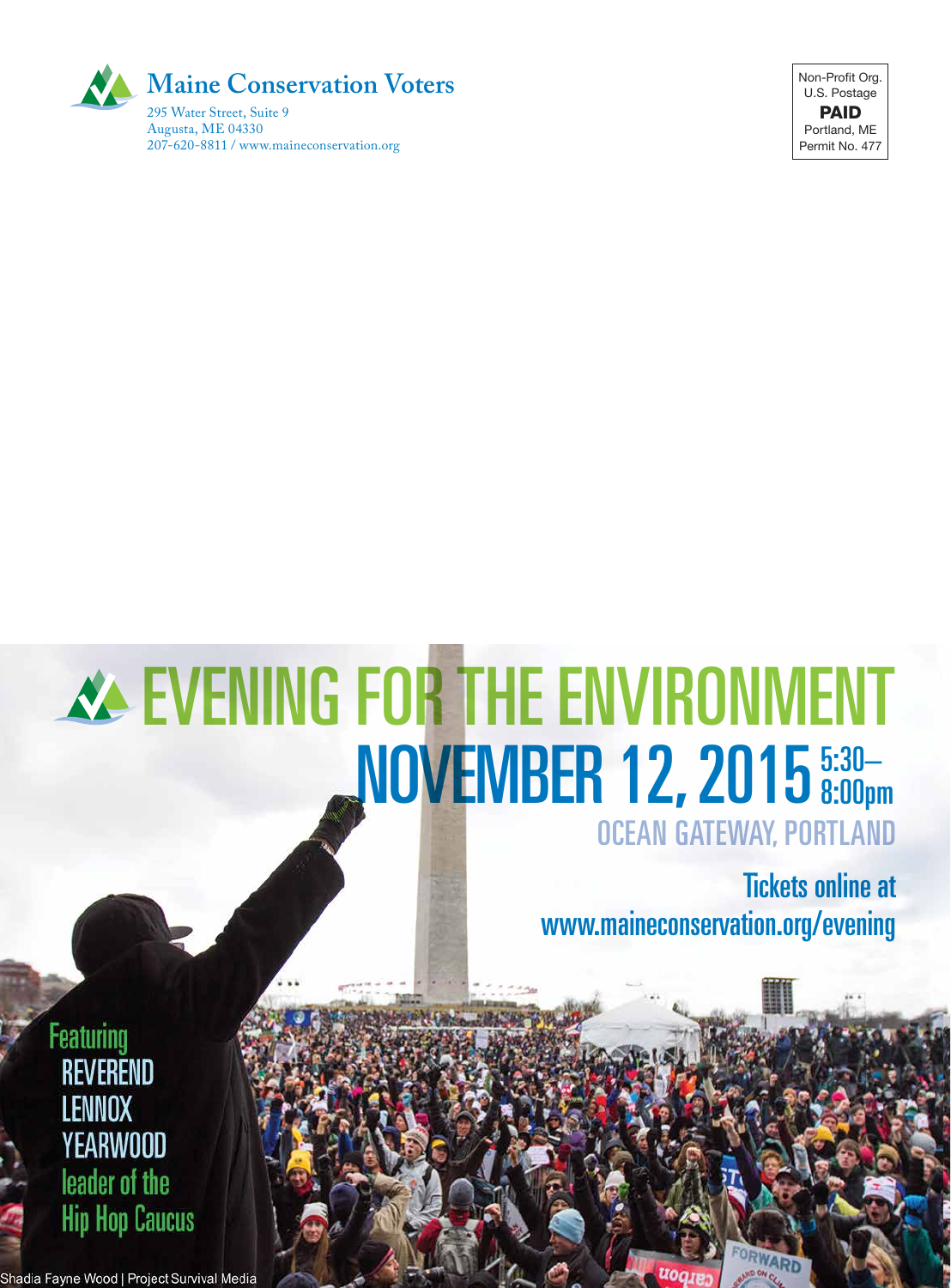**Maine Conservation Voters**

295 Water Street, Suite 9
Augusta, ME 04330
207-620-8811 / www.maineconservation.org

Non-Profit Org.
U.S. Postage
**PAID**
Portland, ME
Permit No. 477

# EVENING FOR THE ENVIRONMENT

## NOVEMBER 12, 2015 5:30–8:00pm

### OCEAN GATEWAY, PORTLAND

Tickets online at
www.maineconservation.org/evening

Featuring
**REVEREND LENNOX YEARWOOD**
leader of the Hip Hop Caucus

Shadia Fayne Wood | Project Survival Media